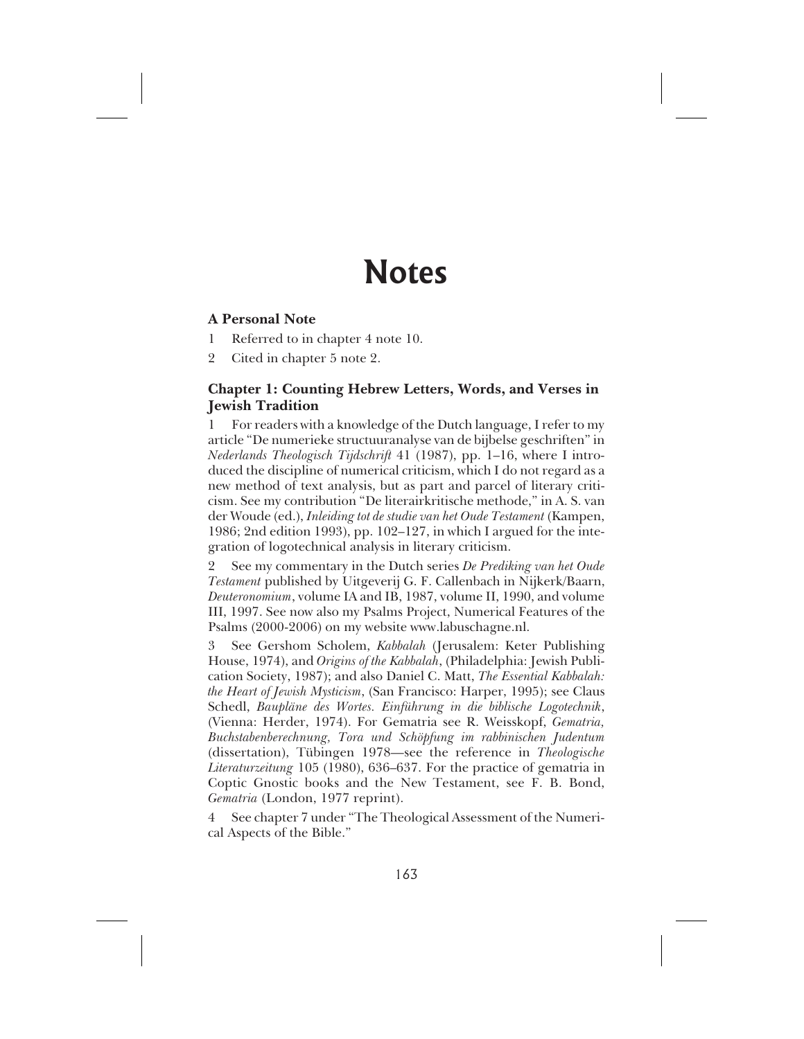# Notes

### A Personal Note

1 Referred to in chapter 4 note 10.

2 Cited in chapter 5 note 2.

### Chapter 1: Counting Hebrew Letters, Words, and Verses in Jewish Tradition

1 For readers with a knowledge of the Dutch language, I refer to my article "De numerieke structuuranalyse van de bijbelse geschriften" in *Nederlands Theologisch Tijdschrift* 41 (1987), pp. 1–16, where I introduced the discipline of numerical criticism, which I do not regard as a new method of text analysis, but as part and parcel of literary criticism. See my contribution "De literairkritische methode," in A. S. van der Woude (ed.), *Inleiding tot de studie van het Oude Testament* (Kampen, 1986; 2nd edition 1993), pp. 102–127, in which I argued for the integration of logotechnical analysis in literary criticism.

2 See my commentary in the Dutch series *De Prediking van het Oude Testament* published by Uitgeverij G. F. Callenbach in Nijkerk/Baarn, *Deuteronomium*, volume IA and IB, 1987, volume II, 1990, and volume III, 1997. See now also my Psalms Project, Numerical Features of the Psalms (2000-2006) on my website www.labuschagne.nl.

3 See Gershom Scholem, *Kabbalah* (Jerusalem: Keter Publishing House, 1974), and *Origins of the Kabbalah*, (Philadelphia: Jewish Publication Society, 1987); and also Daniel C. Matt, *The Essential Kabbalah: the Heart of Jewish Mysticism*, (San Francisco: Harper, 1995); see Claus Schedl, *Baupläne des Wortes. Einführung in die biblische Logotechnik*, (Vienna: Herder, 1974). For Gematria see R. Weisskopf, *Gematria, Buchstabenberechnung, Tora und Schöpfung im rabbinischen Judentum* (dissertation), Tübingen 1978—see the reference in *Theologische Literaturzeitung* 105 (1980), 636–637. For the practice of gematria in Coptic Gnostic books and the New Testament, see F. B. Bond, *Gematria* (London, 1977 reprint).

4 See chapter 7 under "The Theological Assessment of the Numerical Aspects of the Bible."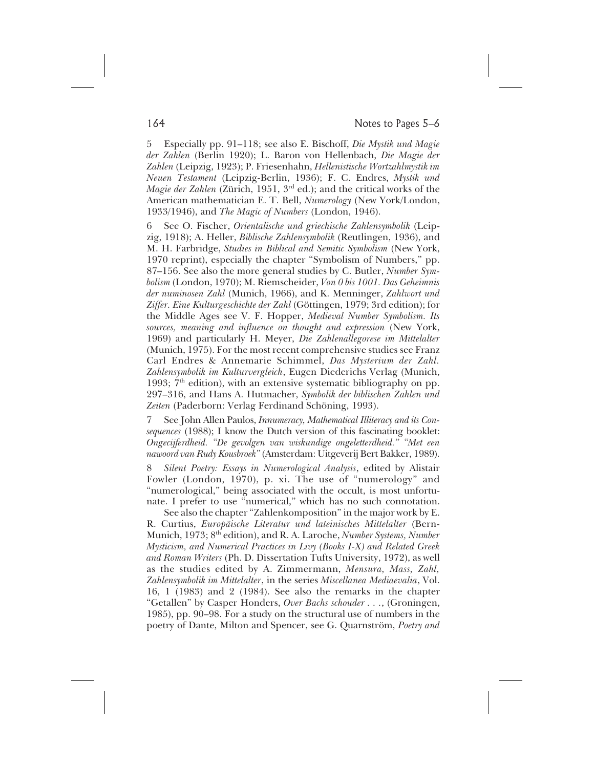5 Especially pp. 91–118; see also E. Bischoff, *Die Mystik und Magie der Zahlen* (Berlin 1920); L. Baron von Hellenbach, *Die Magie der Zahlen* (Leipzig, 1923); P. Friesenhahn, *Hellenistische Wortzahlmystik im Neuen Testament* (Leipzig-Berlin, 1936); F. C. Endres, *Mystik und Magie der Zahlen* (Zürich, 1951, 3rd ed.); and the critical works of the American mathematician E. T. Bell, *Numerology* (New York/London, 1933/1946), and *The Magic of Numbers* (London, 1946).

6 See O. Fischer, *Orientalische und griechische Zahlensymbolik* (Leipzig, 1918); A. Heller, *Biblische Zahlensymbolik* (Reutlingen, 1936), and M. H. Farbridge, *Studies in Biblical and Semitic Symbolism* (New York, 1970 reprint), especially the chapter "Symbolism of Numbers," pp. 87–156. See also the more general studies by C. Butler, *Number Symbolism* (London, 1970); M. Riemscheider, *Von 0 bis 1001. Das Geheimnis der numinosen Zahl* (Munich, 1966), and K. Menninger, *Zahlwort und Ziffer. Eine Kulturgeschichte der Zahl* (Göttingen, 1979; 3rd edition); for the Middle Ages see V. F. Hopper, *Medieval Number Symbolism. Its sources, meaning and influence on thought and expression* (New York, 1969) and particularly H. Meyer, *Die Zahlenallegorese im Mittelalter* (Munich, 1975). For the most recent comprehensive studies see Franz Carl Endres & Annemarie Schimmel, *Das Mysterium der Zahl. Zahlensymbolik im Kulturvergleich*, Eugen Diederichs Verlag (Munich, 1993; 7th edition), with an extensive systematic bibliography on pp. 297–316, and Hans A. Hutmacher, *Symbolik der biblischen Zahlen und Zeiten* (Paderborn: Verlag Ferdinand Schöning, 1993).

7 See John Allen Paulos, *Innumeracy, Mathematical Illiteracy and its Consequences* (1988); I know the Dutch version of this fascinating booklet: *Ongecijferdheid. "De gevolgen van wiskundige ongeletterdheid." "Met een nawoord van Rudy Kousbroek"* (Amsterdam: Uitgeverij Bert Bakker, 1989).

8 *Silent Poetry: Essays in Numerological Analysis*, edited by Alistair Fowler (London, 1970), p. xi. The use of "numerology" and "numerological," being associated with the occult, is most unfortunate. I prefer to use "numerical," which has no such connotation.

See also the chapter "Zahlenkomposition" in the major work by E. R. Curtius, *Europäische Literatur und lateinisches Mittelalter* (Bern-Munich, 1973; 8th edition), and R. A. Laroche, *Number Systems, Number Mysticism, and Numerical Practices in Livy (Books I-X) and Related Greek and Roman Writers* (Ph. D. Dissertation Tufts University, 1972), as well as the studies edited by A. Zimmermann, *Mensura, Mass, Zahl, Zahlensymbolik im Mittelalter*, in the series *Miscellanea Mediaevalia*, Vol. 16, 1 (1983) and 2 (1984). See also the remarks in the chapter "Getallen" by Casper Honders, *Over Bachs schouder . . .*, (Groningen, 1985), pp. 90–98. For a study on the structural use of numbers in the poetry of Dante, Milton and Spencer, see G. Quarnström, *Poetry and*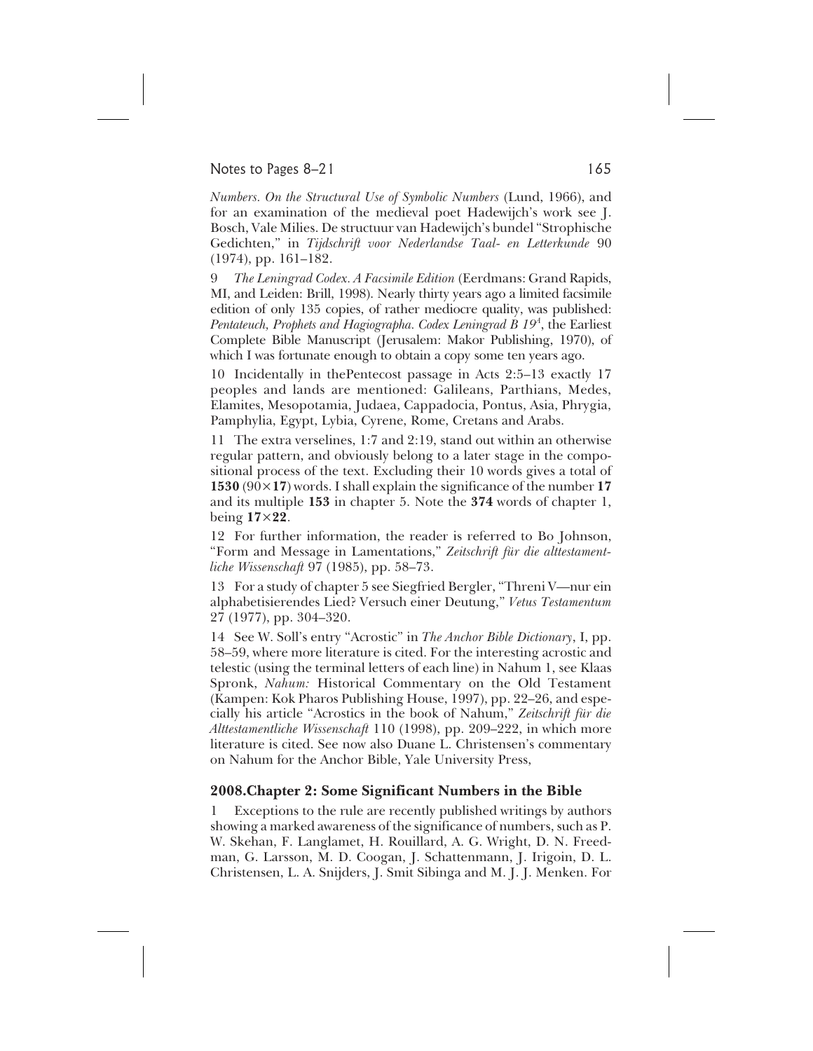*Numbers. On the Structural Use of Symbolic Numbers* (Lund, 1966), and for an examination of the medieval poet Hadewijch's work see J. Bosch, Vale Milies. De structuur van Hadewijch's bundel "Strophische Gedichten," in *Tijdschrift voor Nederlandse Taal- en Letterkunde* 90 (1974), pp. 161–182.

9 *The Leningrad Codex. A Facsimile Edition* (Eerdmans: Grand Rapids, MI, and Leiden: Brill, 1998). Nearly thirty years ago a limited facsimile edition of only 135 copies, of rather mediocre quality, was published: *Pentateuch, Prophets and Hagiographa. Codex Leningrad B 19*[A], the Earliest Complete Bible Manuscript (Jerusalem: Makor Publishing, 1970), of which I was fortunate enough to obtain a copy some ten years ago.

10 Incidentally in thePentecost passage in Acts 2:5–13 exactly 17 peoples and lands are mentioned: Galileans, Parthians, Medes, Elamites, Mesopotamia, Judaea, Cappadocia, Pontus, Asia, Phrygia, Pamphylia, Egypt, Lybia, Cyrene, Rome, Cretans and Arabs.

11 The extra verselines, 1:7 and 2:19, stand out within an otherwise regular pattern, and obviously belong to a later stage in the compositional process of the text. Excluding their 10 words gives a total of **1530** (90×**17**) words. I shall explain the significance of the number **17** and its multiple **153** in chapter 5. Note the **374** words of chapter 1, being **17**×**22**.

12 For further information, the reader is referred to Bo Johnson, "Form and Message in Lamentations," *Zeitschrift für die alttestamentliche Wissenschaft* 97 (1985), pp. 58–73.

13 For a study of chapter 5 see Siegfried Bergler, "Threni V—nur ein alphabetisierendes Lied? Versuch einer Deutung," *Vetus Testamentum* 27 (1977), pp. 304–320.

14 See W. Soll's entry "Acrostic" in *The Anchor Bible Dictionary*, I, pp. 58–59, where more literature is cited. For the interesting acrostic and telestic (using the terminal letters of each line) in Nahum 1, see Klaas Spronk, *Nahum:* Historical Commentary on the Old Testament (Kampen: Kok Pharos Publishing House, 1997), pp. 22–26, and especially his article "Acrostics in the book of Nahum," *Zeitschrift für die Alttestamentliche Wissenschaft* 110 (1998), pp. 209–222, in which more literature is cited. See now also Duane L. Christensen's commentary on Nahum for the Anchor Bible, Yale University Press,

## 2008.Chapter 2: Some Significant Numbers in the Bible

1 Exceptions to the rule are recently published writings by authors showing a marked awareness of the significance of numbers, such as P. W. Skehan, F. Langlamet, H. Rouillard, A. G. Wright, D. N. Freedman, G. Larsson, M. D. Coogan, J. Schattenmann, J. Irigoin, D. L. Christensen, L. A. Snijders, J. Smit Sibinga and M. J. J. Menken. For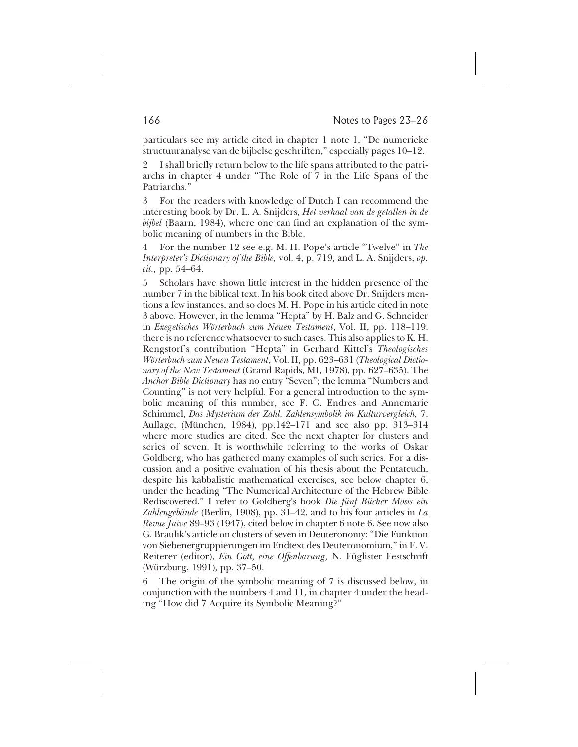particulars see my article cited in chapter 1 note 1, "De numerieke structuuranalyse van de bijbelse geschriften," especially pages 10–12.

2 I shall briefly return below to the life spans attributed to the patriarchs in chapter 4 under "The Role of 7 in the Life Spans of the Patriarchs."

3 For the readers with knowledge of Dutch I can recommend the interesting book by Dr. L. A. Snijders, *Het verhaal van de getallen in de bijbel* (Baarn, 1984), where one can find an explanation of the symbolic meaning of numbers in the Bible.

4 For the number 12 see e.g. M. H. Pope's article "Twelve" in *The Interpreter's Dictionary of the Bible,* vol. 4, p. 719, and L. A. Snijders, *op. cit.,* pp. 54–64.

5 Scholars have shown little interest in the hidden presence of the number 7 in the biblical text. In his book cited above Dr. Snijders mentions a few instances, and so does M. H. Pope in his article cited in note 3 above. However, in the lemma "Hepta" by H. Balz and G. Schneider in *Exegetisches Wörterbuch zum Neuen Testament*, Vol. II, pp. 118–119. there is no reference whatsoever to such cases. This also applies to K. H. Rengstorf's contribution "Hepta" in Gerhard Kittel's *Theologisches Wörterbuch zum Neuen Testament*, Vol. II, pp. 623–631 (*Theological Dictionary of the New Testament* (Grand Rapids, MI, 1978), pp. 627–635). The *Anchor Bible Dictionary* has no entry "Seven"; the lemma "Numbers and Counting" is not very helpful. For a general introduction to the symbolic meaning of this number, see F. C. Endres and Annemarie Schimmel, *Das Mysterium der Zahl. Zahlensymbolik im Kulturvergleich,* 7. Auflage, (München, 1984), pp.142–171 and see also pp. 313–314 where more studies are cited. See the next chapter for clusters and series of seven. It is worthwhile referring to the works of Oskar Goldberg, who has gathered many examples of such series. For a discussion and a positive evaluation of his thesis about the Pentateuch, despite his kabbalistic mathematical exercises, see below chapter 6, under the heading "The Numerical Architecture of the Hebrew Bible Rediscovered." I refer to Goldberg's book *Die fünf Bücher Mosis ein Zahlengebäude* (Berlin, 1908), pp. 31–42, and to his four articles in *La Revue Juive* 89–93 (1947), cited below in chapter 6 note 6. See now also G. Braulik's article on clusters of seven in Deuteronomy: "Die Funktion von Siebenergruppierungen im Endtext des Deuteronomium," in F. V. Reiterer (editor), *Ein Gott, eine Offenbarung,* N. Füglister Festschrift (Würzburg, 1991), pp. 37–50.

6 The origin of the symbolic meaning of 7 is discussed below, in conjunction with the numbers 4 and 11, in chapter 4 under the heading "How did 7 Acquire its Symbolic Meaning?"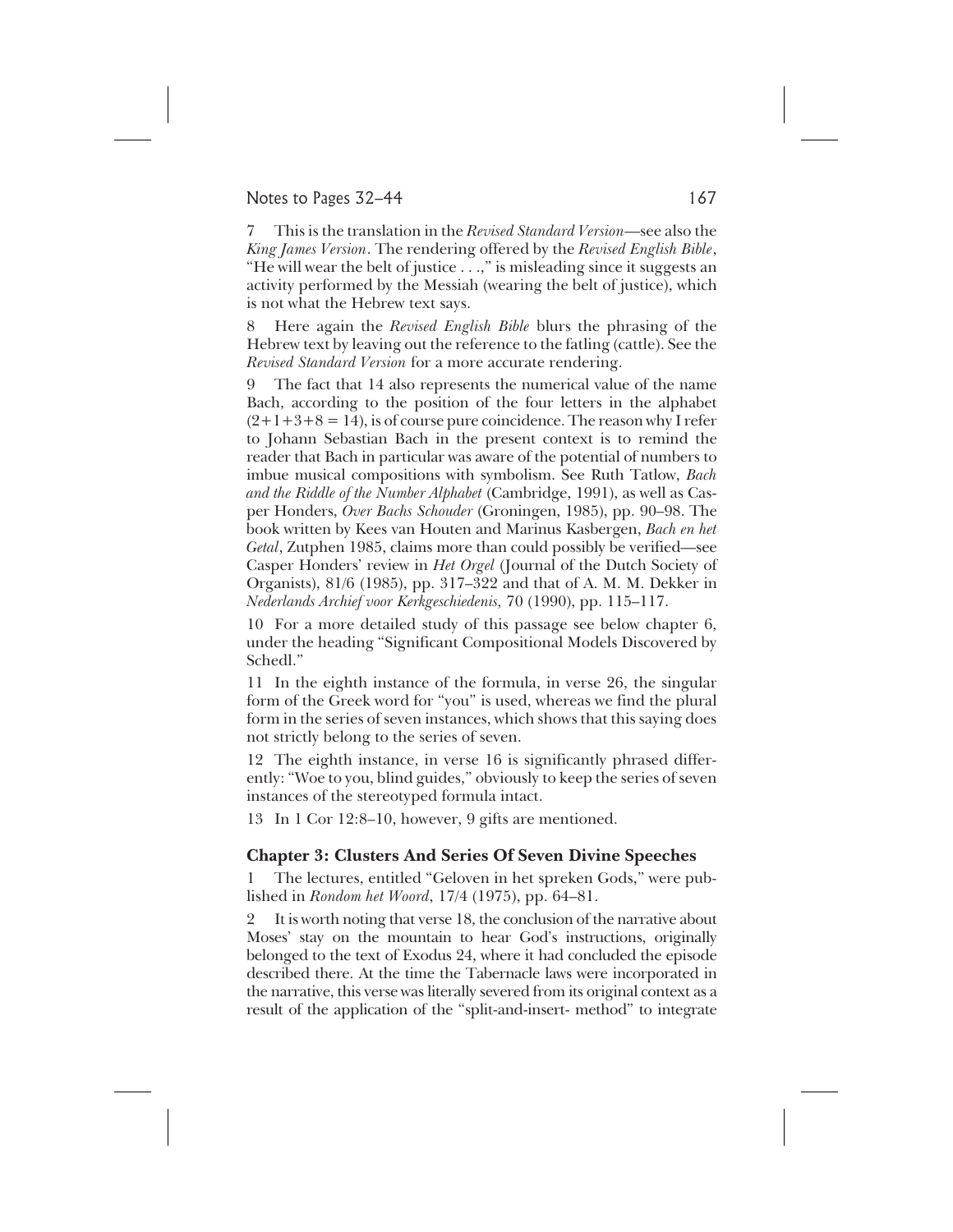7 This is the translation in the *Revised Standard Version*—see also the *King James Version*. The rendering offered by the *Revised English Bible*, "He will wear the belt of justice . . .," is misleading since it suggests an activity performed by the Messiah (wearing the belt of justice), which is not what the Hebrew text says.

8 Here again the *Revised English Bible* blurs the phrasing of the Hebrew text by leaving out the reference to the fatling (cattle). See the *Revised Standard Version* for a more accurate rendering.

9 The fact that 14 also represents the numerical value of the name Bach, according to the position of the four letters in the alphabet $(2+1+3+8 = 14)$, is of course pure coincidence. The reason why I refer to Johann Sebastian Bach in the present context is to remind the reader that Bach in particular was aware of the potential of numbers to imbue musical compositions with symbolism. See Ruth Tatlow, *Bach and the Riddle of the Number Alphabet* (Cambridge, 1991), as well as Casper Honders, *Over Bachs Schouder* (Groningen, 1985), pp. 90–98. The book written by Kees van Houten and Marinus Kasbergen, *Bach en het Getal*, Zutphen 1985, claims more than could possibly be verified—see Casper Honders' review in *Het Orgel* (Journal of the Dutch Society of Organists), 81/6 (1985), pp. 317–322 and that of A. M. M. Dekker in *Nederlands Archief voor Kerkgeschiedenis*, 70 (1990), pp. 115–117.

10 For a more detailed study of this passage see below chapter 6, under the heading "Significant Compositional Models Discovered by Schedl."

11 In the eighth instance of the formula, in verse 26, the singular form of the Greek word for "you" is used, whereas we find the plural form in the series of seven instances, which shows that this saying does not strictly belong to the series of seven.

12 The eighth instance, in verse 16 is significantly phrased differently: "Woe to you, blind guides," obviously to keep the series of seven instances of the stereotyped formula intact.

13 In 1 Cor 12:8–10, however, 9 gifts are mentioned.

### Chapter 3: Clusters And Series Of Seven Divine Speeches

1 The lectures, entitled "Geloven in het spreken Gods," were published in *Rondom het Woord*, 17/4 (1975), pp. 64–81.

2 It is worth noting that verse 18, the conclusion of the narrative about Moses' stay on the mountain to hear God's instructions, originally belonged to the text of Exodus 24, where it had concluded the episode described there. At the time the Tabernacle laws were incorporated in the narrative, this verse was literally severed from its original context as a result of the application of the "split-and-insert- method" to integrate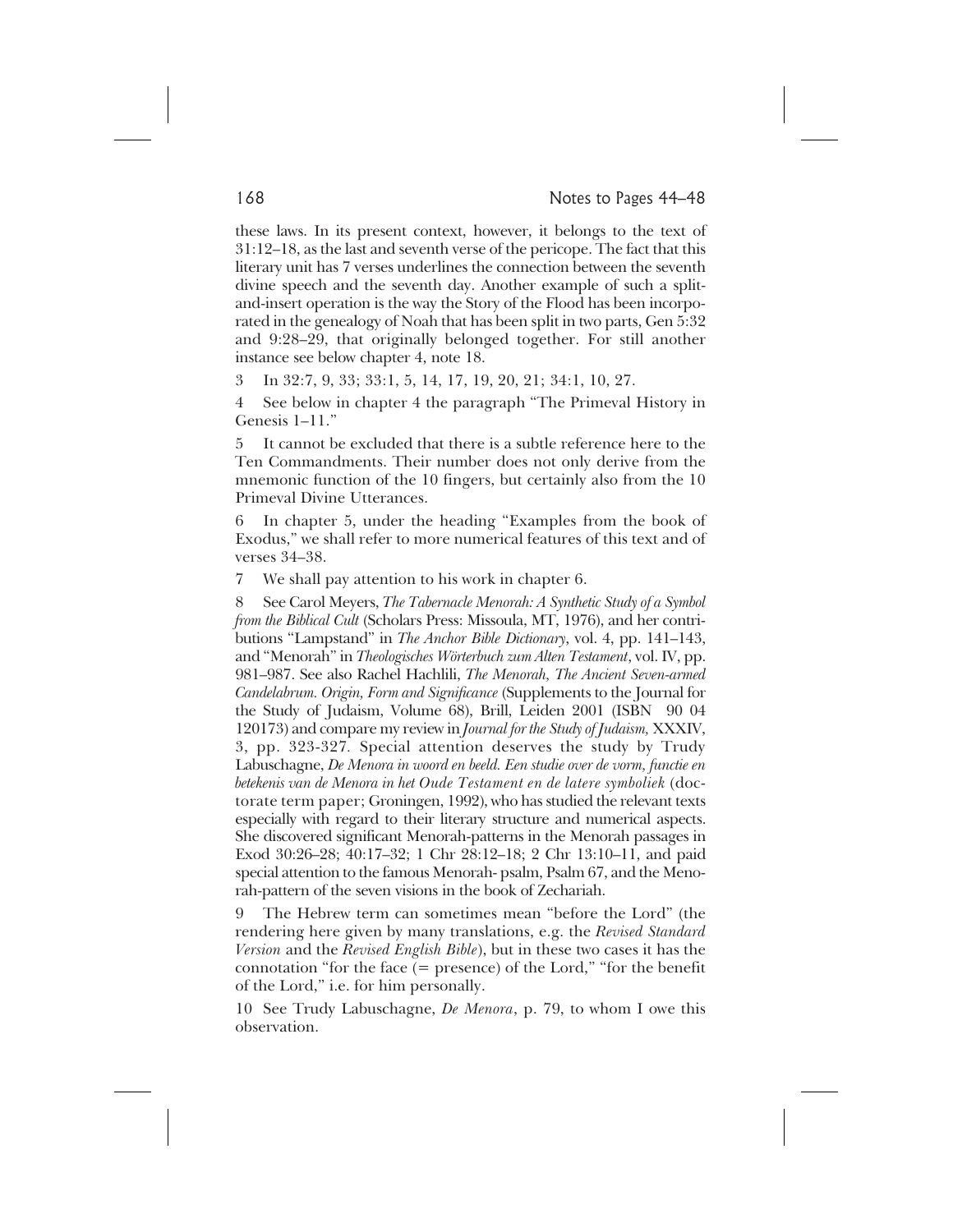these laws. In its present context, however, it belongs to the text of 31:12–18, as the last and seventh verse of the pericope. The fact that this literary unit has 7 verses underlines the connection between the seventh divine speech and the seventh day. Another example of such a split-and-insert operation is the way the Story of the Flood has been incorporated in the genealogy of Noah that has been split in two parts, Gen 5:32 and 9:28–29, that originally belonged together. For still another instance see below chapter 4, note 18.

3 In 32:7, 9, 33; 33:1, 5, 14, 17, 19, 20, 21; 34:1, 10, 27.

4 See below in chapter 4 the paragraph "The Primeval History in Genesis 1–11."

5 It cannot be excluded that there is a subtle reference here to the Ten Commandments. Their number does not only derive from the mnemonic function of the 10 fingers, but certainly also from the 10 Primeval Divine Utterances.

6 In chapter 5, under the heading "Examples from the book of Exodus," we shall refer to more numerical features of this text and of verses 34–38.

7 We shall pay attention to his work in chapter 6.

8 See Carol Meyers, *The Tabernacle Menorah: A Synthetic Study of a Symbol from the Biblical Cult* (Scholars Press: Missoula, MT, 1976), and her contributions "Lampstand" in *The Anchor Bible Dictionary*, vol. 4, pp. 141–143, and "Menorah" in *Theologisches Wörterbuch zum Alten Testament*, vol. IV, pp. 981–987. See also Rachel Hachlili, *The Menorah, The Ancient Seven-armed Candelabrum. Origin, Form and Significance* (Supplements to the Journal for the Study of Judaism, Volume 68), Brill, Leiden 2001 (ISBN 90 04 120173) and compare my review in *Journal for the Study of Judaism,* XXXIV, 3, pp. 323-327. Special attention deserves the study by Trudy Labuschagne, *De Menora in woord en beeld. Een studie over de vorm, functie en betekenis van de Menora in het Oude Testament en de latere symboliek* (doctorate term paper; Groningen, 1992), who has studied the relevant texts especially with regard to their literary structure and numerical aspects. She discovered significant Menorah-patterns in the Menorah passages in Exod 30:26–28; 40:17–32; 1 Chr 28:12–18; 2 Chr 13:10–11, and paid special attention to the famous Menorah- psalm, Psalm 67, and the Menorah-pattern of the seven visions in the book of Zechariah.

9 The Hebrew term can sometimes mean "before the Lord" (the rendering here given by many translations, e.g. the *Revised Standard Version* and the *Revised English Bible*), but in these two cases it has the connotation "for the face (= presence) of the Lord," "for the benefit of the Lord," i.e. for him personally.

10 See Trudy Labuschagne, *De Menora*, p. 79, to whom I owe this observation.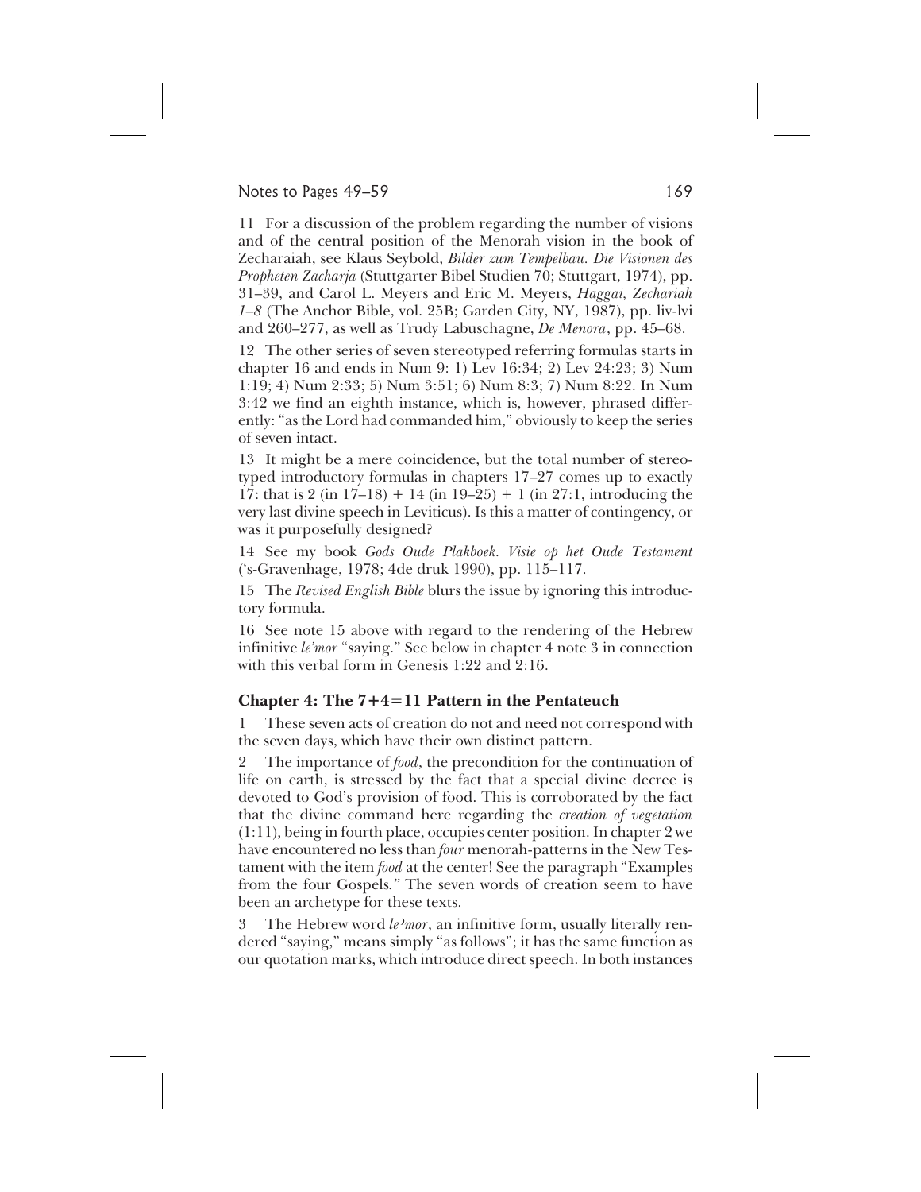11 For a discussion of the problem regarding the number of visions and of the central position of the Menorah vision in the book of Zecharaiah, see Klaus Seybold, *Bilder zum Tempelbau. Die Visionen des Propheten Zacharja* (Stuttgarter Bibel Studien 70; Stuttgart, 1974), pp. 31–39, and Carol L. Meyers and Eric M. Meyers, *Haggai, Zechariah 1–8* (The Anchor Bible, vol. 25B; Garden City, NY, 1987), pp. liv-lvi and 260–277, as well as Trudy Labuschagne, *De Menora*, pp. 45–68.

12 The other series of seven stereotyped referring formulas starts in chapter 16 and ends in Num 9: 1) Lev 16:34; 2) Lev 24:23; 3) Num 1:19; 4) Num 2:33; 5) Num 3:51; 6) Num 8:3; 7) Num 8:22. In Num 3:42 we find an eighth instance, which is, however, phrased differently: "as the Lord had commanded him," obviously to keep the series of seven intact.

13 It might be a mere coincidence, but the total number of stereotyped introductory formulas in chapters 17–27 comes up to exactly 17: that is 2 (in 17–18) + 14 (in 19–25) + 1 (in 27:1, introducing the very last divine speech in Leviticus). Is this a matter of contingency, or was it purposefully designed?

14 See my book *Gods Oude Plakboek. Visie op het Oude Testament* ('s-Gravenhage, 1978; 4de druk 1990), pp. 115–117.

15 The *Revised English Bible* blurs the issue by ignoring this introductory formula.

16 See note 15 above with regard to the rendering of the Hebrew infinitive *le'mor* "saying." See below in chapter 4 note 3 in connection with this verbal form in Genesis 1:22 and 2:16.

## Chapter 4: The 7+4=11 Pattern in the Pentateuch

1 These seven acts of creation do not and need not correspond with the seven days, which have their own distinct pattern.

2 The importance of *food*, the precondition for the continuation of life on earth, is stressed by the fact that a special divine decree is devoted to God's provision of food. This is corroborated by the fact that the divine command here regarding the *creation of vegetation* (1:11), being in fourth place, occupies center position. In chapter 2 we have encountered no less than *four* menorah-patterns in the New Testament with the item *food* at the center! See the paragraph "Examples from the four Gospels." The seven words of creation seem to have been an archetype for these texts.

3 The Hebrew word *leʾmor*, an infinitive form, usually literally rendered "saying," means simply "as follows"; it has the same function as our quotation marks, which introduce direct speech. In both instances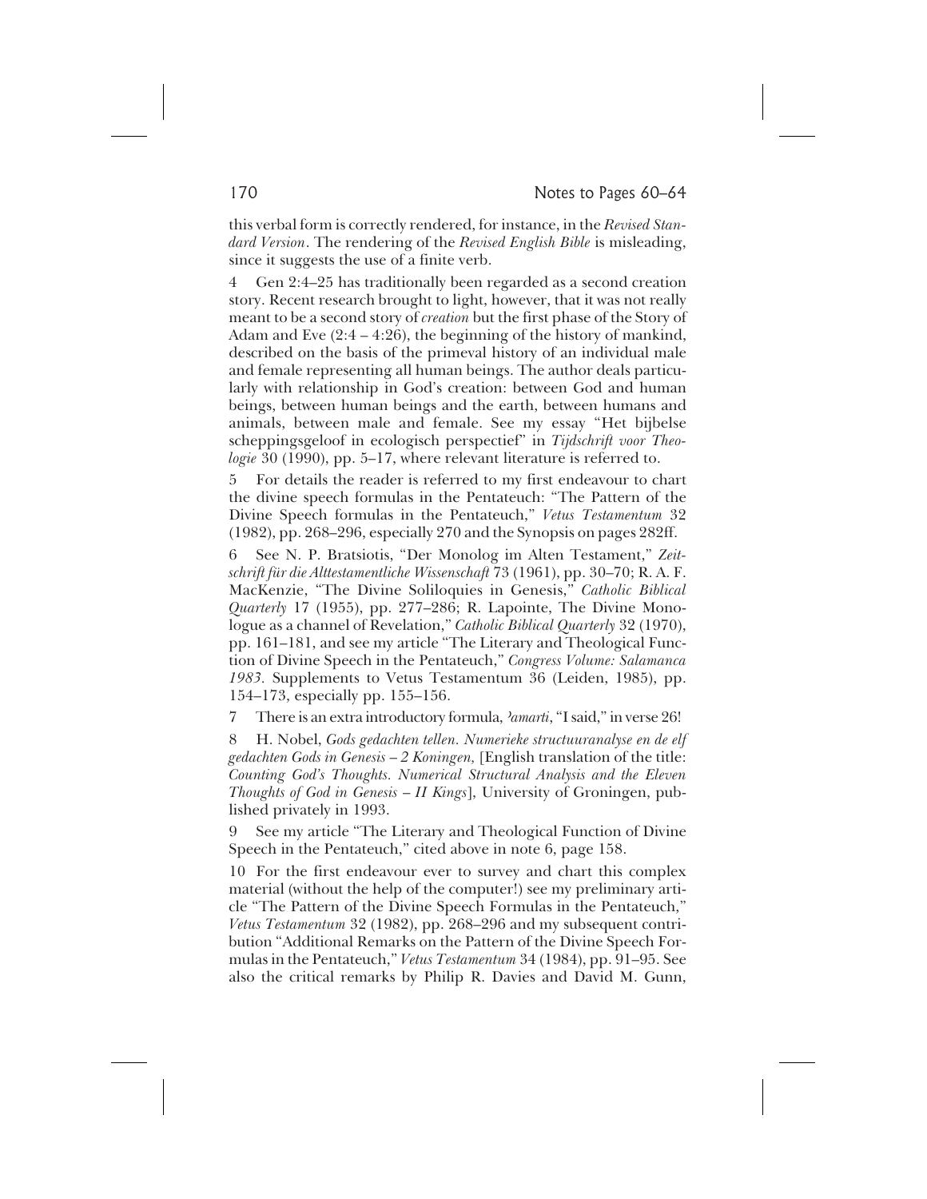this verbal form is correctly rendered, for instance, in the *Revised Standard Version*. The rendering of the *Revised English Bible* is misleading, since it suggests the use of a finite verb.

4 Gen 2:4–25 has traditionally been regarded as a second creation story. Recent research brought to light, however, that it was not really meant to be a second story of *creation* but the first phase of the Story of Adam and Eve (2:4 – 4:26), the beginning of the history of mankind, described on the basis of the primeval history of an individual male and female representing all human beings. The author deals particularly with relationship in God's creation: between God and human beings, between human beings and the earth, between humans and animals, between male and female. See my essay "Het bijbelse scheppingsgeloof in ecologisch perspectief" in *Tijdschrift voor Theologie* 30 (1990), pp. 5–17, where relevant literature is referred to.

5 For details the reader is referred to my first endeavour to chart the divine speech formulas in the Pentateuch: "The Pattern of the Divine Speech formulas in the Pentateuch," *Vetus Testamentum* 32 (1982), pp. 268–296, especially 270 and the Synopsis on pages 282ff.

6 See N. P. Bratsiotis, "Der Monolog im Alten Testament," *Zeitschrift für die Alttestamentliche Wissenschaft* 73 (1961), pp. 30–70; R. A. F. MacKenzie, "The Divine Soliloquies in Genesis," *Catholic Biblical Quarterly* 17 (1955), pp. 277–286; R. Lapointe, The Divine Monologue as a channel of Revelation," *Catholic Biblical Quarterly* 32 (1970), pp. 161–181, and see my article "The Literary and Theological Function of Divine Speech in the Pentateuch," *Congress Volume: Salamanca 1983.* Supplements to Vetus Testamentum 36 (Leiden, 1985), pp. 154–173, especially pp. 155–156.

7 There is an extra introductory formula, *ʾamarti*, "I said," in verse 26!

8 H. Nobel, *Gods gedachten tellen. Numerieke structuuranalyse en de elf gedachten Gods in Genesis – 2 Koningen,* [English translation of the title: *Counting God's Thoughts. Numerical Structural Analysis and the Eleven Thoughts of God in Genesis – II Kings*], University of Groningen, published privately in 1993.

9 See my article "The Literary and Theological Function of Divine Speech in the Pentateuch," cited above in note 6, page 158.

10 For the first endeavour ever to survey and chart this complex material (without the help of the computer!) see my preliminary article "The Pattern of the Divine Speech Formulas in the Pentateuch," *Vetus Testamentum* 32 (1982), pp. 268–296 and my subsequent contribution "Additional Remarks on the Pattern of the Divine Speech Formulas in the Pentateuch," *Vetus Testamentum* 34 (1984), pp. 91–95. See also the critical remarks by Philip R. Davies and David M. Gunn,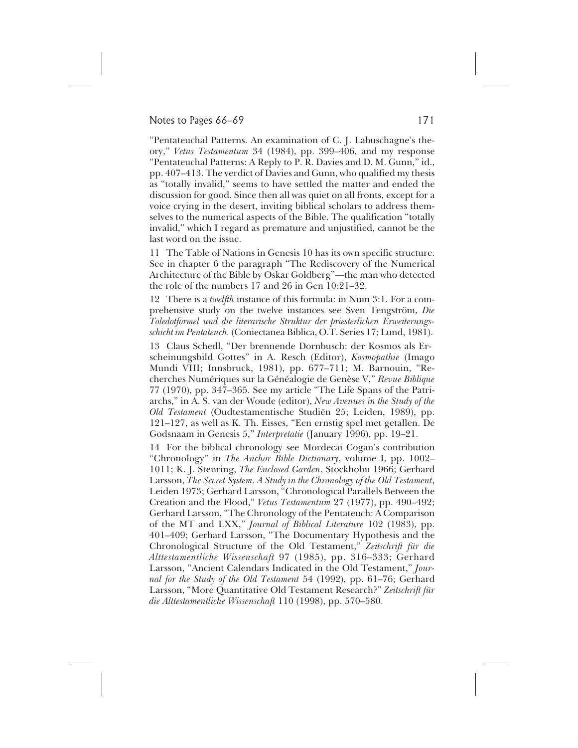"Pentateuchal Patterns. An examination of C. J. Labuschagne's theory," *Vetus Testamentum* 34 (1984), pp. 399–406, and my response "Pentateuchal Patterns: A Reply to P. R. Davies and D. M. Gunn," id., pp. 407–413. The verdict of Davies and Gunn, who qualified my thesis as "totally invalid," seems to have settled the matter and ended the discussion for good. Since then all was quiet on all fronts, except for a voice crying in the desert, inviting biblical scholars to address themselves to the numerical aspects of the Bible. The qualification "totally invalid," which I regard as premature and unjustified, cannot be the last word on the issue.

11 The Table of Nations in Genesis 10 has its own specific structure. See in chapter 6 the paragraph "The Rediscovery of the Numerical Architecture of the Bible by Oskar Goldberg"—the man who detected the role of the numbers 17 and 26 in Gen 10:21–32.

12 There is a *twelfth* instance of this formula: in Num 3:1. For a comprehensive study on the twelve instances see Sven Tengström, *Die Toledotformel und die literarische Struktur der priesterlichen Erweiterungsschicht im Pentateuch.* (Coniectanea Biblica, O.T. Series 17; Lund, 1981).

13 Claus Schedl, "Der brennende Dornbusch: der Kosmos als Erscheinungsbild Gottes" in A. Resch (Editor), *Kosmopathie* (Imago Mundi VIII; Innsbruck, 1981), pp. 677–711; M. Barnouin, "Recherches Numériques sur la Généalogie de Genèse V," *Revue Biblique* 77 (1970), pp. 347–365. See my article "The Life Spans of the Patriarchs," in A. S. van der Woude (editor), *New Avenues in the Study of the Old Testament* (Oudtestamentische Studiën 25; Leiden, 1989), pp. 121–127, as well as K. Th. Eisses, "Een ernstig spel met getallen. De Godsnaam in Genesis 5," *Interpretatie* (January 1996), pp. 19–21.

14 For the biblical chronology see Mordecai Cogan's contribution "Chronology" in *The Anchor Bible Dictionary*, volume I, pp. 1002–1011; K. J. Stenring, *The Enclosed Garden*, Stockholm 1966; Gerhard Larsson, *The Secret System. A Study in the Chronology of the Old Testament*, Leiden 1973; Gerhard Larsson, "Chronological Parallels Between the Creation and the Flood," *Vetus Testamentum* 27 (1977), pp. 490–492; Gerhard Larsson, "The Chronology of the Pentateuch: A Comparison of the MT and LXX," *Journal of Biblical Literature* 102 (1983), pp. 401–409; Gerhard Larsson, "The Documentary Hypothesis and the Chronological Structure of the Old Testament," *Zeitschrift für die Alttestamentliche Wissenschaft* 97 (1985), pp. 316–333; Gerhard Larsson, "Ancient Calendars Indicated in the Old Testament," *Journal for the Study of the Old Testament* 54 (1992), pp. 61–76; Gerhard Larsson, "More Quantitative Old Testament Research?" *Zeitschrift für die Alttestamentliche Wissenschaft* 110 (1998), pp. 570–580.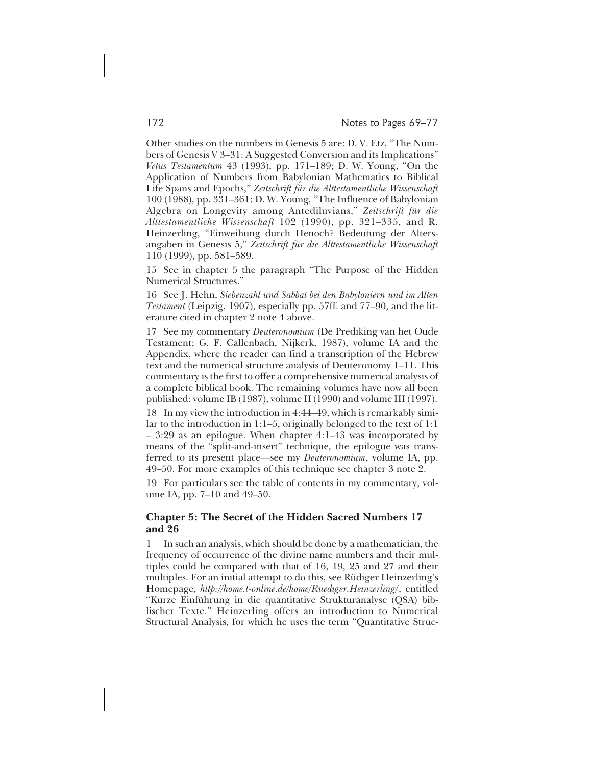Other studies on the numbers in Genesis 5 are: D. V. Etz, "The Numbers of Genesis V 3–31: A Suggested Conversion and its Implications" *Vetus Testamentum* 43 (1993), pp. 171–189; D. W. Young, "On the Application of Numbers from Babylonian Mathematics to Biblical Life Spans and Epochs," *Zeitschrift für die Alttestamentliche Wissenschaft* 100 (1988), pp. 331–361; D. W. Young, "The Influence of Babylonian Algebra on Longevity among Antediluvians," *Zeitschrift für die Alttestamentliche Wissenschaft* 102 (1990), pp. 321–335, and R. Heinzerling, "Einweihung durch Henoch? Bedeutung der Altersangaben in Genesis 5," *Zeitschrift für die Alttestamentliche Wissenschaft* 110 (1999), pp. 581–589.

15 See in chapter 5 the paragraph "The Purpose of the Hidden Numerical Structures."

16 See J. Hehn, *Siebenzahl und Sabbat bei den Babyloniern und im Alten Testament* (Leipzig, 1907), especially pp. 57ff. and 77–90, and the literature cited in chapter 2 note 4 above.

17 See my commentary *Deuteronomium* (De Prediking van het Oude Testament; G. F. Callenbach, Nijkerk, 1987), volume IA and the Appendix, where the reader can find a transcription of the Hebrew text and the numerical structure analysis of Deuteronomy 1–11. This commentary is the first to offer a comprehensive numerical analysis of a complete biblical book. The remaining volumes have now all been published: volume IB (1987), volume II (1990) and volume III (1997).

18 In my view the introduction in 4:44–49, which is remarkably similar to the introduction in 1:1–5, originally belonged to the text of 1:1 – 3:29 as an epilogue. When chapter 4:1–43 was incorporated by means of the "split-and-insert" technique, the epilogue was transferred to its present place—see my *Deuteronomium*, volume IA, pp. 49–50. For more examples of this technique see chapter 3 note 2.

19 For particulars see the table of contents in my commentary, volume IA, pp. 7–10 and 49–50.

### Chapter 5: The Secret of the Hidden Sacred Numbers 17 and 26

1 In such an analysis, which should be done by a mathematician, the frequency of occurrence of the divine name numbers and their multiples could be compared with that of 16, 19, 25 and 27 and their multiples. For an initial attempt to do this, see Rüdiger Heinzerling's Homepage, *http://home.t-online.de/home/Ruediger.Heinzerling/*, entitled "Kurze Einführung in die quantitative Strukturanalyse (QSA) biblischer Texte." Heinzerling offers an introduction to Numerical Structural Analysis, for which he uses the term "Quantitative Struc-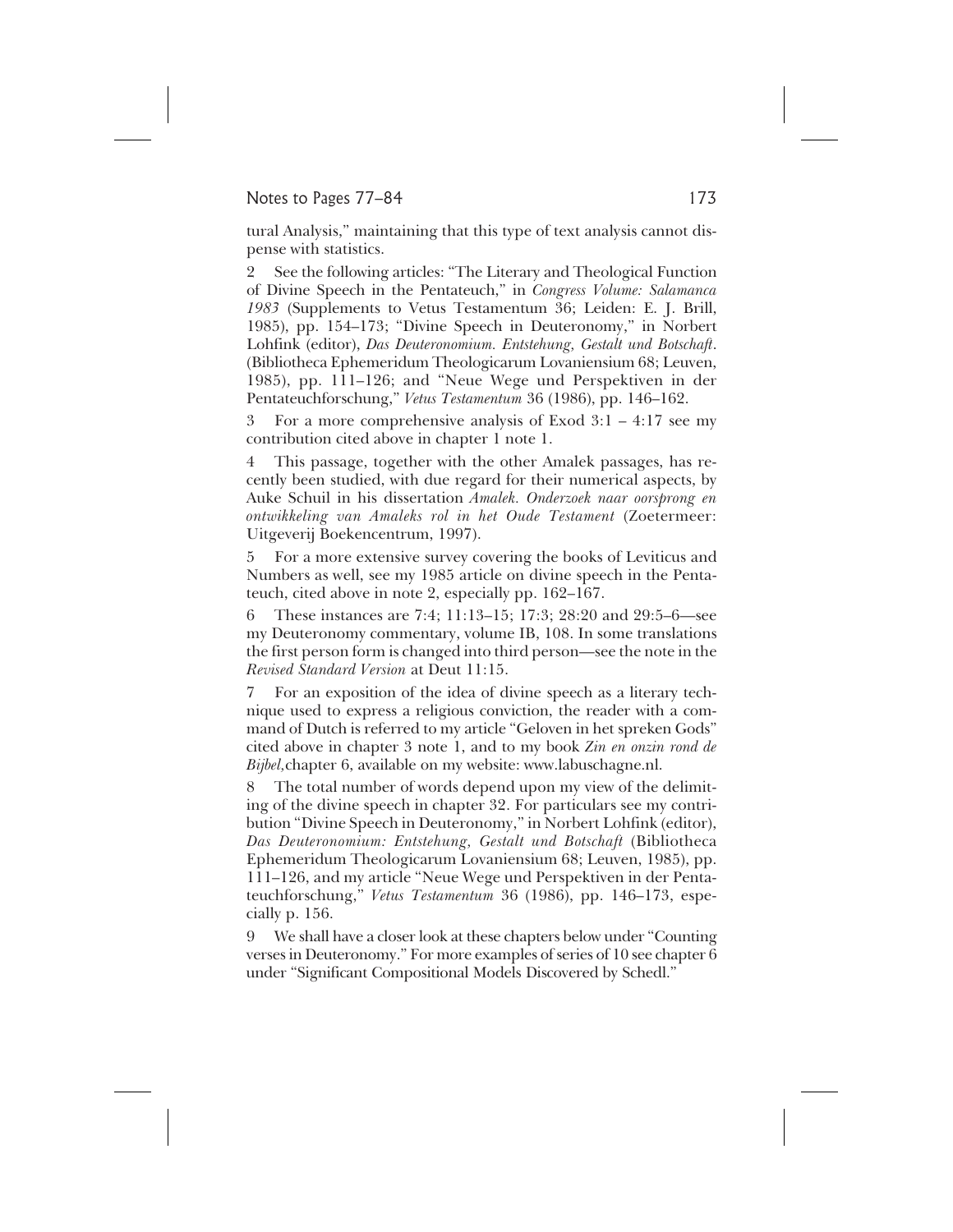tural Analysis," maintaining that this type of text analysis cannot dispense with statistics.

2 See the following articles: "The Literary and Theological Function of Divine Speech in the Pentateuch," in *Congress Volume: Salamanca 1983* (Supplements to Vetus Testamentum 36; Leiden: E. J. Brill, 1985), pp. 154–173; "Divine Speech in Deuteronomy," in Norbert Lohfink (editor), *Das Deuteronomium. Entstehung, Gestalt und Botschaft*. (Bibliotheca Ephemeridum Theologicarum Lovaniensium 68; Leuven, 1985), pp. 111–126; and "Neue Wege und Perspektiven in der Pentateuchforschung," *Vetus Testamentum* 36 (1986), pp. 146–162.

3 For a more comprehensive analysis of Exod 3:1 – 4:17 see my contribution cited above in chapter 1 note 1.

4 This passage, together with the other Amalek passages, has recently been studied, with due regard for their numerical aspects, by Auke Schuil in his dissertation *Amalek. Onderzoek naar oorsprong en ontwikkeling van Amaleks rol in het Oude Testament* (Zoetermeer: Uitgeverij Boekencentrum, 1997).

5 For a more extensive survey covering the books of Leviticus and Numbers as well, see my 1985 article on divine speech in the Pentateuch, cited above in note 2, especially pp. 162–167.

6 These instances are 7:4; 11:13–15; 17:3; 28:20 and 29:5–6—see my Deuteronomy commentary, volume IB, 108. In some translations the first person form is changed into third person—see the note in the *Revised Standard Version* at Deut 11:15.

7 For an exposition of the idea of divine speech as a literary technique used to express a religious conviction, the reader with a command of Dutch is referred to my article "Geloven in het spreken Gods" cited above in chapter 3 note 1, and to my book *Zin en onzin rond de Bijbel,* chapter 6, available on my website: www.labuschagne.nl.

8 The total number of words depend upon my view of the delimiting of the divine speech in chapter 32. For particulars see my contribution "Divine Speech in Deuteronomy," in Norbert Lohfink (editor), *Das Deuteronomium: Entstehung, Gestalt und Botschaft* (Bibliotheca Ephemeridum Theologicarum Lovaniensium 68; Leuven, 1985), pp. 111–126, and my article "Neue Wege und Perspektiven in der Pentateuchforschung," *Vetus Testamentum* 36 (1986), pp. 146–173, especially p. 156.

9 We shall have a closer look at these chapters below under "Counting verses in Deuteronomy." For more examples of series of 10 see chapter 6 under "Significant Compositional Models Discovered by Schedl."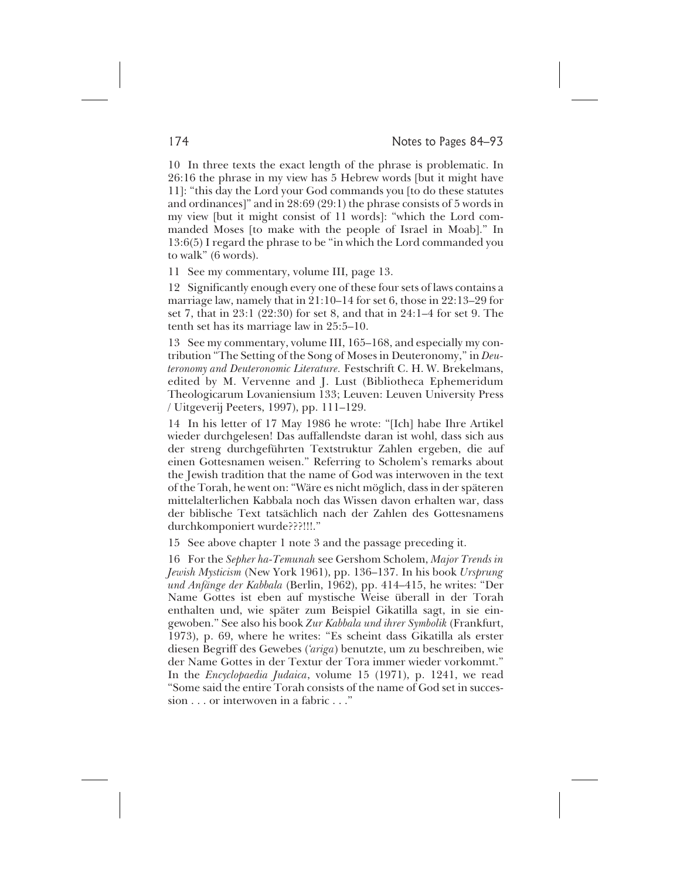10 In three texts the exact length of the phrase is problematic. In 26:16 the phrase in my view has 5 Hebrew words [but it might have 11]: "this day the Lord your God commands you [to do these statutes and ordinances]" and in 28:69 (29:1) the phrase consists of 5 words in my view [but it might consist of 11 words]: "which the Lord commanded Moses [to make with the people of Israel in Moab]." In 13:6(5) I regard the phrase to be "in which the Lord commanded you to walk" (6 words).

11 See my commentary, volume III, page 13.

12 Significantly enough every one of these four sets of laws contains a marriage law, namely that in 21:10–14 for set 6, those in 22:13–29 for set 7, that in 23:1 (22:30) for set 8, and that in 24:1–4 for set 9. The tenth set has its marriage law in 25:5–10.

13 See my commentary, volume III, 165–168, and especially my contribution "The Setting of the Song of Moses in Deuteronomy," in *Deuteronomy and Deuteronomic Literature.* Festschrift C. H. W. Brekelmans, edited by M. Vervenne and J. Lust (Bibliotheca Ephemeridum Theologicarum Lovaniensium 133; Leuven: Leuven University Press / Uitgeverij Peeters, 1997), pp. 111–129.

14 In his letter of 17 May 1986 he wrote: "[Ich] habe Ihre Artikel wieder durchgelesen! Das auffallendste daran ist wohl, dass sich aus der streng durchgeführten Textstruktur Zahlen ergeben, die auf einen Gottesnamen weisen." Referring to Scholem's remarks about the Jewish tradition that the name of God was interwoven in the text of the Torah, he went on: "Wäre es nicht möglich, dass in der späteren mittelalterlichen Kabbala noch das Wissen davon erhalten war, dass der biblische Text tatsächlich nach der Zahlen des Gottesnamens durchkomponiert wurde???!!!."

15 See above chapter 1 note 3 and the passage preceding it.

16 For the *Sepher ha-Temunah* see Gershom Scholem, *Major Trends in Jewish Mysticism* (New York 1961), pp. 136–137. In his book *Ursprung und Anfänge der Kabbala* (Berlin, 1962), pp. 414–415, he writes: "Der Name Gottes ist eben auf mystische Weise überall in der Torah enthalten und, wie später zum Beispiel Gikatilla sagt, in sie eingewoben." See also his book *Zur Kabbala und ihrer Symbolik* (Frankfurt, 1973), p. 69, where he writes: "Es scheint dass Gikatilla als erster diesen Begriff des Gewebes (*'ariga*) benutzte, um zu beschreiben, wie der Name Gottes in der Textur der Tora immer wieder vorkommt." In the *Encyclopaedia Judaica*, volume 15 (1971), p. 1241, we read "Some said the entire Torah consists of the name of God set in succession . . . or interwoven in a fabric . . ."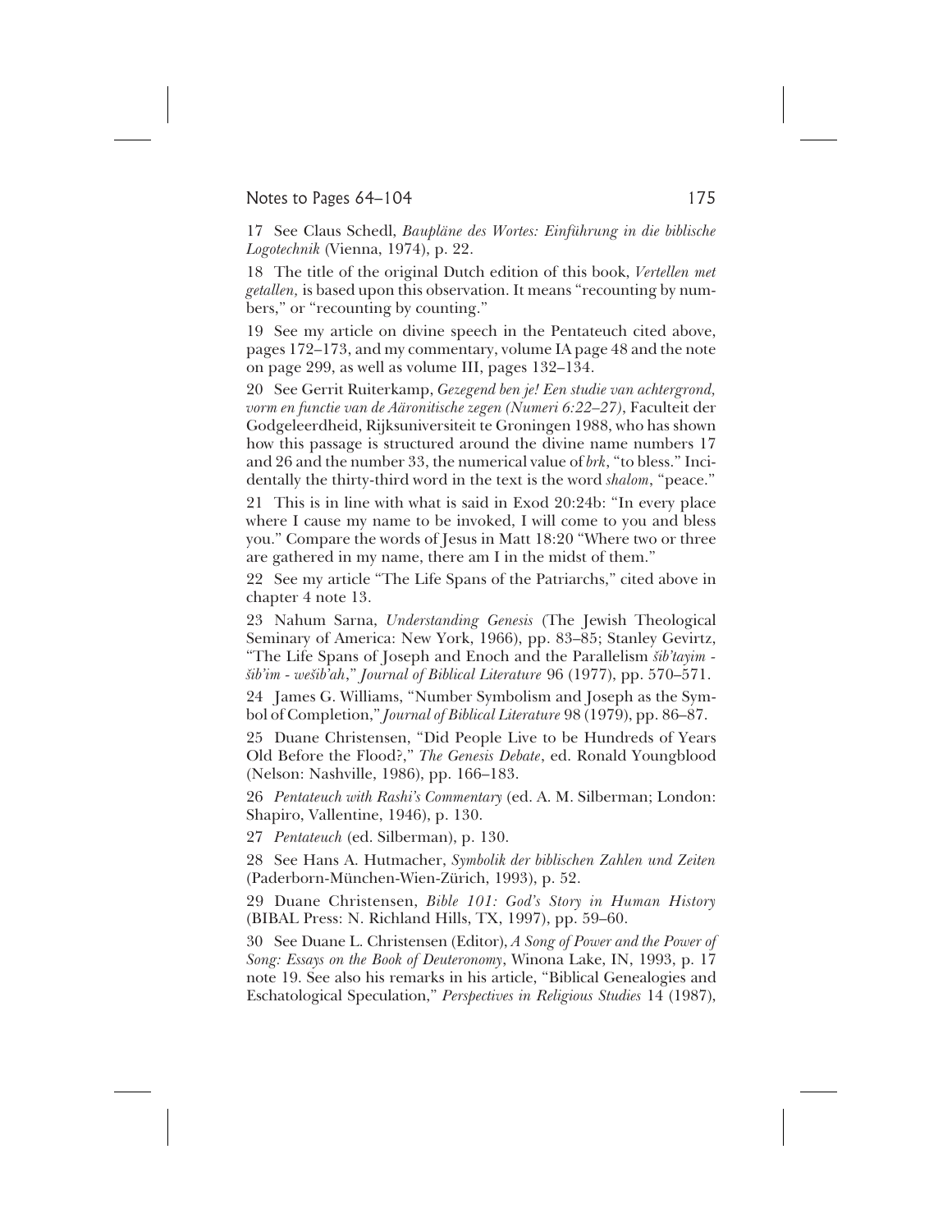17 See Claus Schedl, *Baupläne des Wortes: Einführung in die biblische Logotechnik* (Vienna, 1974), p. 22.

18 The title of the original Dutch edition of this book, *Vertellen met getallen,* is based upon this observation. It means "recounting by numbers," or "recounting by counting."

19 See my article on divine speech in the Pentateuch cited above, pages 172–173, and my commentary, volume IA page 48 and the note on page 299, as well as volume III, pages 132–134.

20 See Gerrit Ruiterkamp, *Gezegend ben je! Een studie van achtergrond, vorm en functie van de Aäronitische zegen (Numeri 6:22–27)*, Faculteit der Godgeleerdheid, Rijksuniversiteit te Groningen 1988, who has shown how this passage is structured around the divine name numbers 17 and 26 and the number 33, the numerical value of *brk*, "to bless." Incidentally the thirty-third word in the text is the word *shalom*, "peace."

21 This is in line with what is said in Exod 20:24b: "In every place where I cause my name to be invoked, I will come to you and bless you." Compare the words of Jesus in Matt 18:20 "Where two or three are gathered in my name, there am I in the midst of them."

22 See my article "The Life Spans of the Patriarchs," cited above in chapter 4 note 13.

23 Nahum Sarna, *Understanding Genesis* (The Jewish Theological Seminary of America: New York, 1966), pp. 83–85; Stanley Gevirtz, "The Life Spans of Joseph and Enoch and the Parallelism *šib'tayim - šib'im - wešib'ah*," *Journal of Biblical Literature* 96 (1977), pp. 570–571.

24 James G. Williams, "Number Symbolism and Joseph as the Symbol of Completion," *Journal of Biblical Literature* 98 (1979), pp. 86–87.

25 Duane Christensen, "Did People Live to be Hundreds of Years Old Before the Flood?," *The Genesis Debate*, ed. Ronald Youngblood (Nelson: Nashville, 1986), pp. 166–183.

26 *Pentateuch with Rashi's Commentary* (ed. A. M. Silberman; London: Shapiro, Vallentine, 1946), p. 130.

27 *Pentateuch* (ed. Silberman), p. 130.

28 See Hans A. Hutmacher, *Symbolik der biblischen Zahlen und Zeiten* (Paderborn-München-Wien-Zürich, 1993), p. 52.

29 Duane Christensen, *Bible 101: God's Story in Human History* (BIBAL Press: N. Richland Hills, TX, 1997), pp. 59–60.

30 See Duane L. Christensen (Editor), *A Song of Power and the Power of Song: Essays on the Book of Deuteronomy*, Winona Lake, IN, 1993, p. 17 note 19. See also his remarks in his article, "Biblical Genealogies and Eschatological Speculation," *Perspectives in Religious Studies* 14 (1987),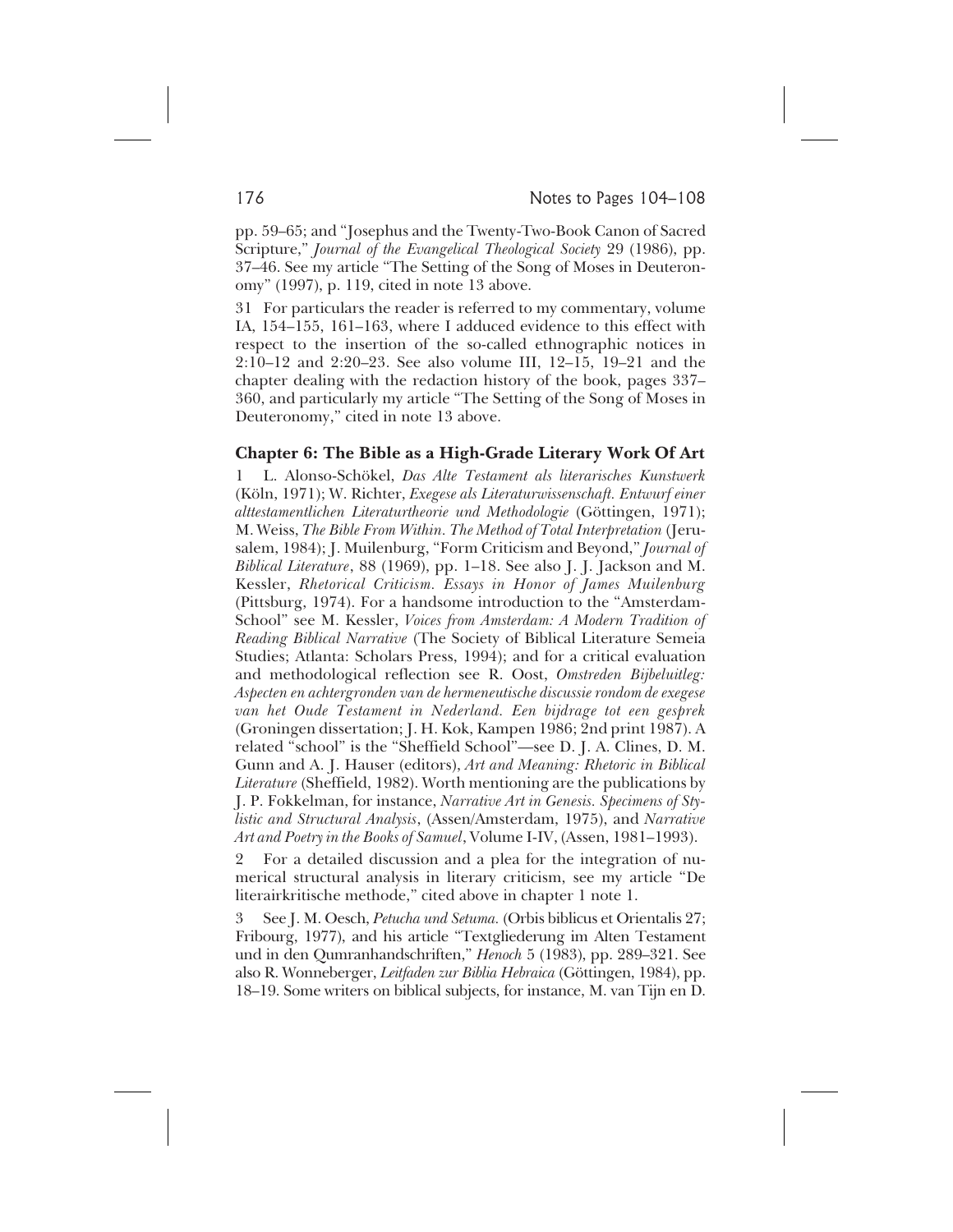pp. 59–65; and "Josephus and the Twenty-Two-Book Canon of Sacred Scripture," *Journal of the Evangelical Theological Society* 29 (1986), pp. 37–46. See my article "The Setting of the Song of Moses in Deuteronomy" (1997), p. 119, cited in note 13 above.

31 For particulars the reader is referred to my commentary, volume IA, 154–155, 161–163, where I adduced evidence to this effect with respect to the insertion of the so-called ethnographic notices in 2:10–12 and 2:20–23. See also volume III, 12–15, 19–21 and the chapter dealing with the redaction history of the book, pages 337–360, and particularly my article "The Setting of the Song of Moses in Deuteronomy," cited in note 13 above.

## Chapter 6: The Bible as a High-Grade Literary Work Of Art

1 L. Alonso-Schökel, *Das Alte Testament als literarisches Kunstwerk* (Köln, 1971); W. Richter, *Exegese als Literaturwissenschaft. Entwurf einer alttestamentlichen Literaturtheorie und Methodologie* (Göttingen, 1971); M. Weiss, *The Bible From Within. The Method of Total Interpretation* (Jerusalem, 1984); J. Muilenburg, "Form Criticism and Beyond," *Journal of Biblical Literature*, 88 (1969), pp. 1–18. See also J. J. Jackson and M. Kessler, *Rhetorical Criticism. Essays in Honor of James Muilenburg* (Pittsburg, 1974). For a handsome introduction to the "Amsterdam-School" see M. Kessler, *Voices from Amsterdam: A Modern Tradition of Reading Biblical Narrative* (The Society of Biblical Literature Semeia Studies; Atlanta: Scholars Press, 1994); and for a critical evaluation and methodological reflection see R. Oost, *Omstreden Bijbeluitleg: Aspecten en achtergronden van de hermeneutische discussie rondom de exegese van het Oude Testament in Nederland. Een bijdrage tot een gesprek* (Groningen dissertation; J. H. Kok, Kampen 1986; 2nd print 1987). A related "school" is the "Sheffield School"—see D. J. A. Clines, D. M. Gunn and A. J. Hauser (editors), *Art and Meaning: Rhetoric in Biblical Literature* (Sheffield, 1982). Worth mentioning are the publications by J. P. Fokkelman, for instance, *Narrative Art in Genesis. Specimens of Stylistic and Structural Analysis*, (Assen/Amsterdam, 1975), and *Narrative Art and Poetry in the Books of Samuel*, Volume I-IV, (Assen, 1981–1993).

2 For a detailed discussion and a plea for the integration of numerical structural analysis in literary criticism, see my article "De literairkritische methode," cited above in chapter 1 note 1.

3 See J. M. Oesch, *Petucha und Setuma.* (Orbis biblicus et Orientalis 27; Fribourg, 1977), and his article "Textgliederung im Alten Testament und in den Qumranhandschriften," *Henoch* 5 (1983), pp. 289–321. See also R. Wonneberger, *Leitfaden zur Biblia Hebraica* (Göttingen, 1984), pp. 18–19. Some writers on biblical subjects, for instance, M. van Tijn en D.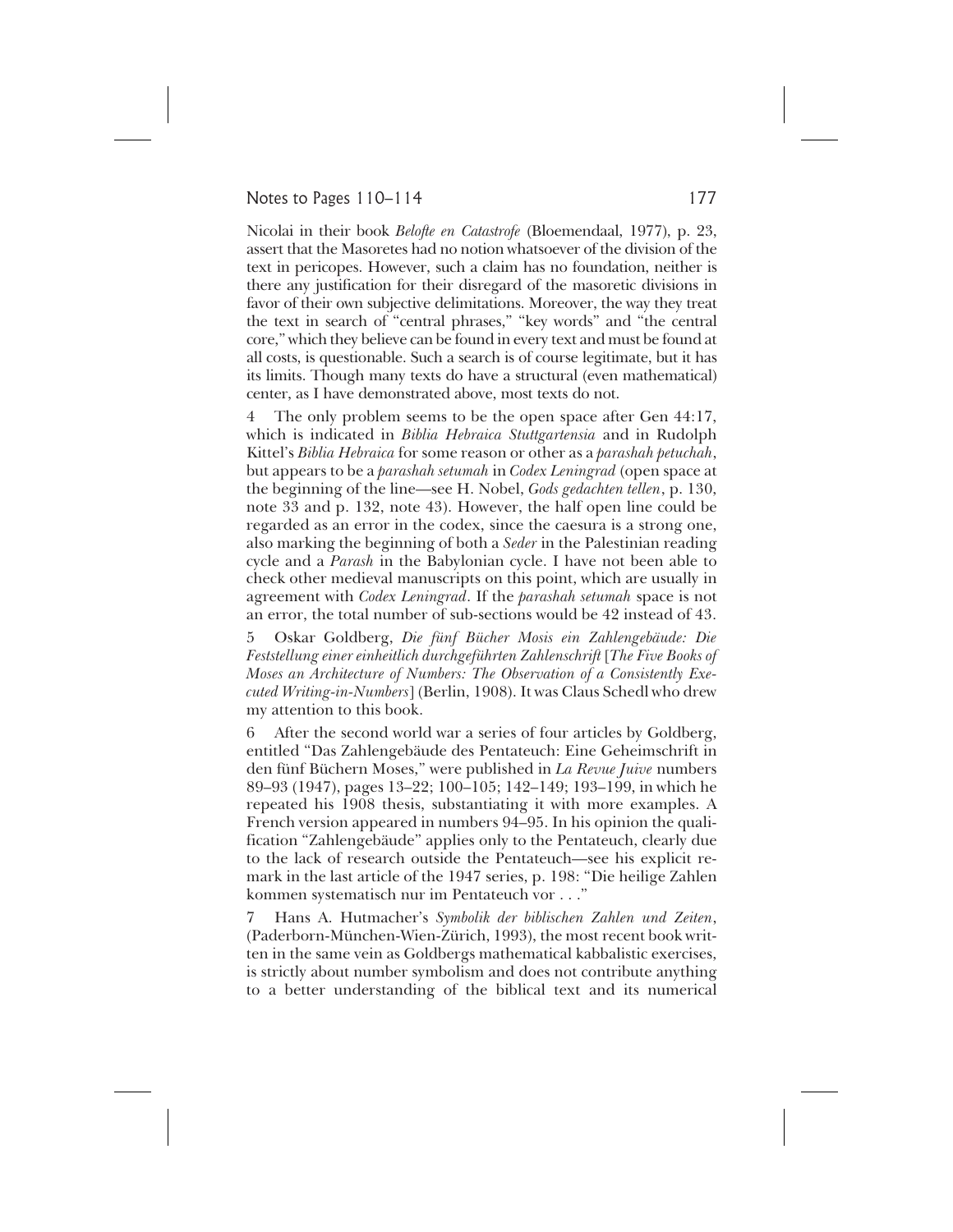Nicolai in their book *Belofte en Catastrofe* (Bloemendaal, 1977), p. 23, assert that the Masoretes had no notion whatsoever of the division of the text in pericopes. However, such a claim has no foundation, neither is there any justification for their disregard of the masoretic divisions in favor of their own subjective delimitations. Moreover, the way they treat the text in search of "central phrases," "key words" and "the central core," which they believe can be found in every text and must be found at all costs, is questionable. Such a search is of course legitimate, but it has its limits. Though many texts do have a structural (even mathematical) center, as I have demonstrated above, most texts do not.

4 The only problem seems to be the open space after Gen 44:17, which is indicated in *Biblia Hebraica Stuttgartensia* and in Rudolph Kittel's *Biblia Hebraica* for some reason or other as a *parashah petuchah*, but appears to be a *parashah setumah* in *Codex Leningrad* (open space at the beginning of the line—see H. Nobel, *Gods gedachten tellen*, p. 130, note 33 and p. 132, note 43). However, the half open line could be regarded as an error in the codex, since the caesura is a strong one, also marking the beginning of both a *Seder* in the Palestinian reading cycle and a *Parash* in the Babylonian cycle. I have not been able to check other medieval manuscripts on this point, which are usually in agreement with *Codex Leningrad*. If the *parashah setumah* space is not an error, the total number of sub-sections would be 42 instead of 43.

5 Oskar Goldberg, *Die fünf Bücher Mosis ein Zahlengebäude: Die Feststellung einer einheitlich durchgeführten Zahlenschrift* [*The Five Books of Moses an Architecture of Numbers: The Observation of a Consistently Executed Writing-in-Numbers*] (Berlin, 1908). It was Claus Schedl who drew my attention to this book.

6 After the second world war a series of four articles by Goldberg, entitled "Das Zahlengebäude des Pentateuch: Eine Geheimschrift in den fünf Büchern Moses," were published in *La Revue Juive* numbers 89–93 (1947), pages 13–22; 100–105; 142–149; 193–199, in which he repeated his 1908 thesis, substantiating it with more examples. A French version appeared in numbers 94–95. In his opinion the qualification "Zahlengebäude" applies only to the Pentateuch, clearly due to the lack of research outside the Pentateuch—see his explicit remark in the last article of the 1947 series, p. 198: "Die heilige Zahlen kommen systematisch nur im Pentateuch vor . . ."

7 Hans A. Hutmacher's *Symbolik der biblischen Zahlen und Zeiten*, (Paderborn-München-Wien-Zürich, 1993), the most recent book written in the same vein as Goldbergs mathematical kabbalistic exercises, is strictly about number symbolism and does not contribute anything to a better understanding of the biblical text and its numerical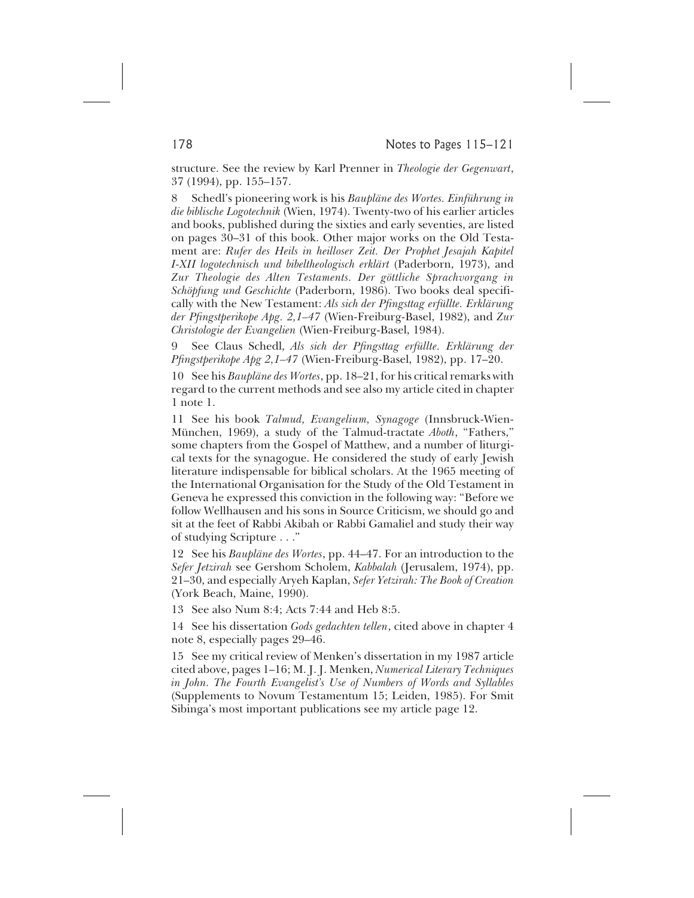structure. See the review by Karl Prenner in *Theologie der Gegenwart*, 37 (1994), pp. 155–157.

8 Schedl's pioneering work is his *Baupläne des Wortes. Einführung in die biblische Logotechnik* (Wien, 1974). Twenty-two of his earlier articles and books, published during the sixties and early seventies, are listed on pages 30–31 of this book. Other major works on the Old Testament are: *Rufer des Heils in heilloser Zeit. Der Prophet Jesajah Kapitel I-XII logotechnisch und bibeltheologisch erklärt* (Paderborn, 1973), and *Zur Theologie des Alten Testaments. Der göttliche Sprachvorgang in Schöpfung und Geschichte* (Paderborn, 1986). Two books deal specifically with the New Testament: *Als sich der Pfingsttag erfüllte. Erklärung der Pfingstperikope Apg. 2,1–47* (Wien-Freiburg-Basel, 1982), and *Zur Christologie der Evangelien* (Wien-Freiburg-Basel, 1984).

9 See Claus Schedl, *Als sich der Pfingsttag erfüllte. Erklärung der Pfingstperikope Apg 2,1–47* (Wien-Freiburg-Basel, 1982), pp. 17–20.

10 See his *Baupläne des Wortes*, pp. 18–21, for his critical remarks with regard to the current methods and see also my article cited in chapter 1 note 1.

11 See his book *Talmud, Evangelium, Synagoge* (Innsbruck-Wien-München, 1969), a study of the Talmud-tractate *Aboth*, "Fathers," some chapters from the Gospel of Matthew, and a number of liturgical texts for the synagogue. He considered the study of early Jewish literature indispensable for biblical scholars. At the 1965 meeting of the International Organisation for the Study of the Old Testament in Geneva he expressed this conviction in the following way: "Before we follow Wellhausen and his sons in Source Criticism, we should go and sit at the feet of Rabbi Akibah or Rabbi Gamaliel and study their way of studying Scripture . . ."

12 See his *Baupläne des Wortes*, pp. 44–47. For an introduction to the *Sefer Jetzirah* see Gershom Scholem, *Kabbalah* (Jerusalem, 1974), pp. 21–30, and especially Aryeh Kaplan, *Sefer Yetzirah: The Book of Creation* (York Beach, Maine, 1990).

13 See also Num 8:4; Acts 7:44 and Heb 8:5.

14 See his dissertation *Gods gedachten tellen*, cited above in chapter 4 note 8, especially pages 29–46.

15 See my critical review of Menken's dissertation in my 1987 article cited above, pages 1–16; M. J. J. Menken, *Numerical Literary Techniques in John. The Fourth Evangelist's Use of Numbers of Words and Syllables* (Supplements to Novum Testamentum 15; Leiden, 1985). For Smit Sibinga's most important publications see my article page 12.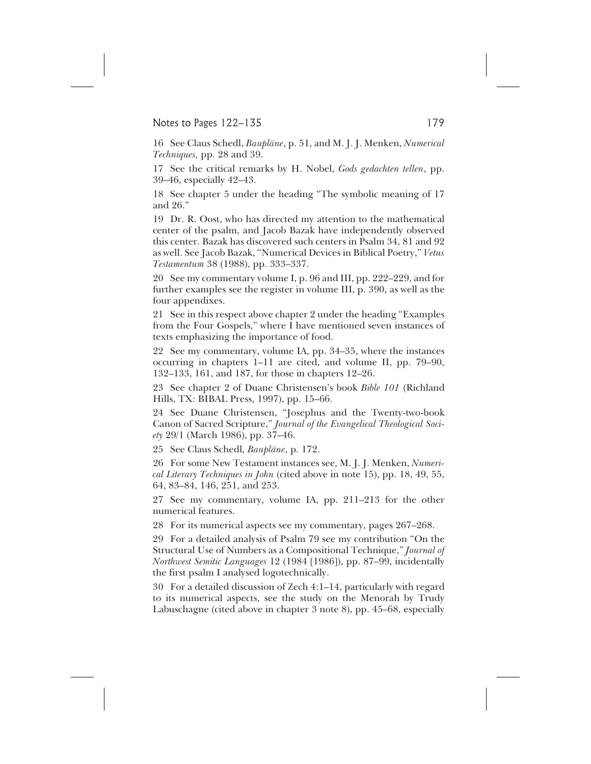16 See Claus Schedl, *Baupläne*, p. 51, and M. J. J. Menken, *Numerical Techniques,* pp. 28 and 39.

17 See the critical remarks by H. Nobel, *Gods gedachten tellen*, pp. 39–46, especially 42–43.

18 See chapter 5 under the heading "The symbolic meaning of 17 and 26."

19 Dr. R. Oost, who has directed my attention to the mathematical center of the psalm, and Jacob Bazak have independently observed this center. Bazak has discovered such centers in Psalm 34, 81 and 92 as well. See Jacob Bazak, "Numerical Devices in Biblical Poetry," *Vetus Testamentum* 38 (1988), pp. 333–337.

20 See my commentary volume I, p. 96 and III, pp. 222–229, and for further examples see the register in volume III, p. 390, as well as the four appendixes.

21 See in this respect above chapter 2 under the heading "Examples from the Four Gospels," where I have mentioned seven instances of texts emphasizing the importance of food.

22 See my commentary, volume IA, pp. 34–35, where the instances occurring in chapters 1–11 are cited, and volume II, pp. 79–90, 132–133, 161, and 187, for those in chapters 12–26.

23 See chapter 2 of Duane Christensen's book *Bible 101* (Richland Hills, TX: BIBAL Press, 1997), pp. 15–66.

24 See Duane Christensen, "Josephus and the Twenty-two-book Canon of Sacred Scripture," *Journal of the Evangelical Theological Society* 29/1 (March 1986), pp. 37–46.

25 See Claus Schedl, *Baupläne*, p. 172.

26 For some New Testament instances see, M. J. J. Menken, *Numerical Literary Techniques in John* (cited above in note 15), pp. 18, 49, 55, 64, 83–84, 146, 251, and 253.

27 See my commentary, volume IA, pp. 211–213 for the other numerical features.

28 For its numerical aspects see my commentary, pages 267–268.

29 For a detailed analysis of Psalm 79 see my contribution "On the Structural Use of Numbers as a Compositional Technique," *Journal of Northwest Semitic Languages* 12 (1984 [1986]), pp. 87–99, incidentally the first psalm I analysed logotechnically.

30 For a detailed discussion of Zech 4:1–14, particularly with regard to its numerical aspects, see the study on the Menorah by Trudy Labuschagne (cited above in chapter 3 note 8), pp. 45–68, especially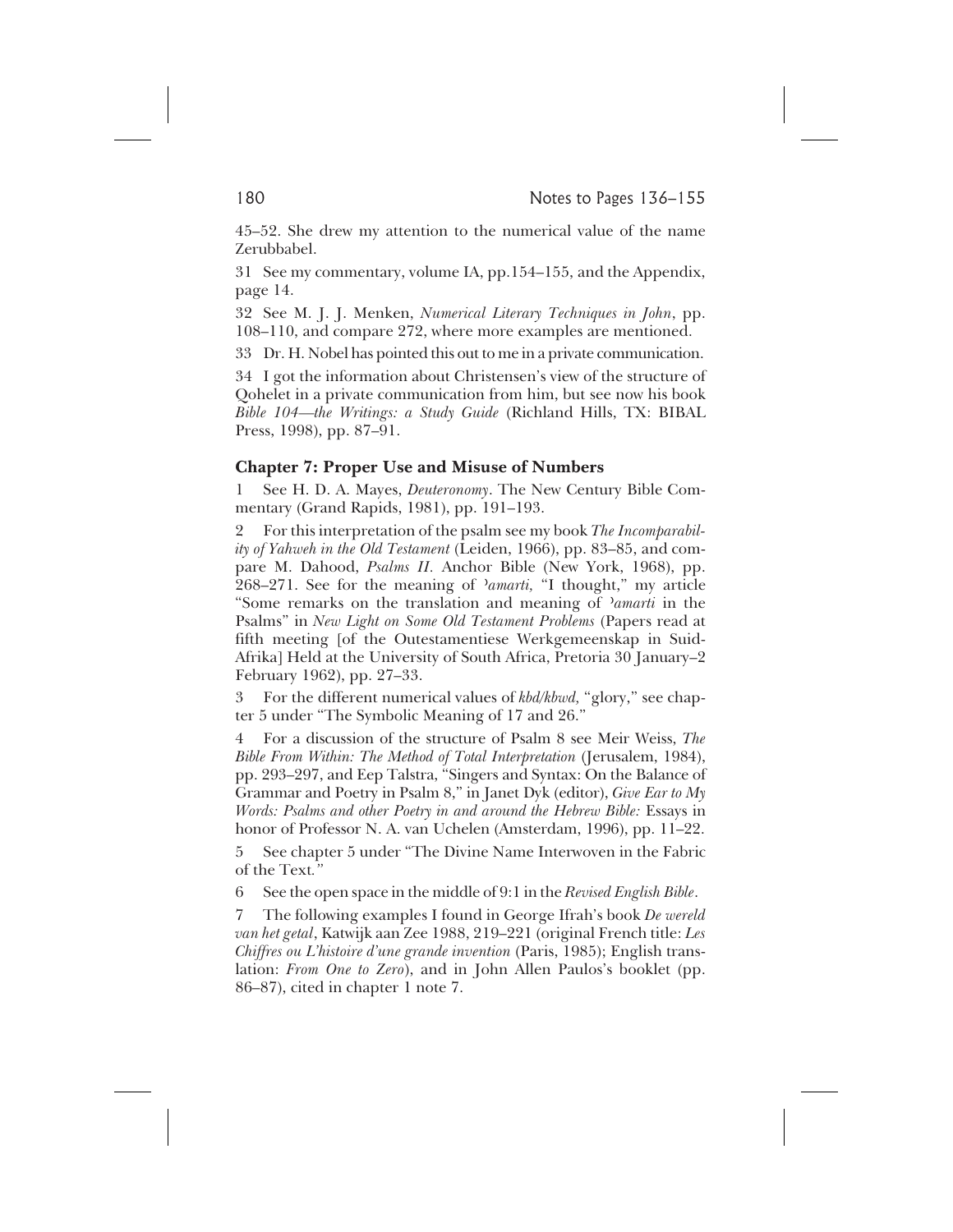45–52. She drew my attention to the numerical value of the name Zerubbabel.

31 See my commentary, volume IA, pp.154–155, and the Appendix, page 14.

32 See M. J. J. Menken, *Numerical Literary Techniques in John*, pp. 108–110, and compare 272, where more examples are mentioned.

33 Dr. H. Nobel has pointed this out to me in a private communication.

34 I got the information about Christensen's view of the structure of Qohelet in a private communication from him, but see now his book *Bible 104—the Writings: a Study Guide* (Richland Hills, TX: BIBAL Press, 1998), pp. 87–91.

### Chapter 7: Proper Use and Misuse of Numbers

1 See H. D. A. Mayes, *Deuteronomy*. The New Century Bible Commentary (Grand Rapids, 1981), pp. 191–193.

2 For this interpretation of the psalm see my book *The Incomparability of Yahweh in the Old Testament* (Leiden, 1966), pp. 83–85, and compare M. Dahood, *Psalms II*. Anchor Bible (New York, 1968), pp. 268–271. See for the meaning of *ʾamarti,* "I thought," my article "Some remarks on the translation and meaning of *ʾamarti* in the Psalms" in *New Light on Some Old Testament Problems* (Papers read at fifth meeting [of the Outestamentiese Werkgemeenskap in Suid-Afrika] Held at the University of South Africa, Pretoria 30 January–2 February 1962), pp. 27–33.

3 For the different numerical values of *kbd/kbwd,* "glory," see chapter 5 under "The Symbolic Meaning of 17 and 26."

4 For a discussion of the structure of Psalm 8 see Meir Weiss, *The Bible From Within: The Method of Total Interpretation* (Jerusalem, 1984), pp. 293–297, and Eep Talstra, "Singers and Syntax: On the Balance of Grammar and Poetry in Psalm 8," in Janet Dyk (editor), *Give Ear to My Words: Psalms and other Poetry in and around the Hebrew Bible:* Essays in honor of Professor N. A. van Uchelen (Amsterdam, 1996), pp. 11–22.

5 See chapter 5 under "The Divine Name Interwoven in the Fabric of the Text."

6 See the open space in the middle of 9:1 in the *Revised English Bible*.

7 The following examples I found in George Ifrah's book *De wereld van het getal*, Katwijk aan Zee 1988, 219–221 (original French title: *Les Chiffres ou L'histoire d'une grande invention* (Paris, 1985); English translation: *From One to Zero*), and in John Allen Paulos's booklet (pp. 86–87), cited in chapter 1 note 7.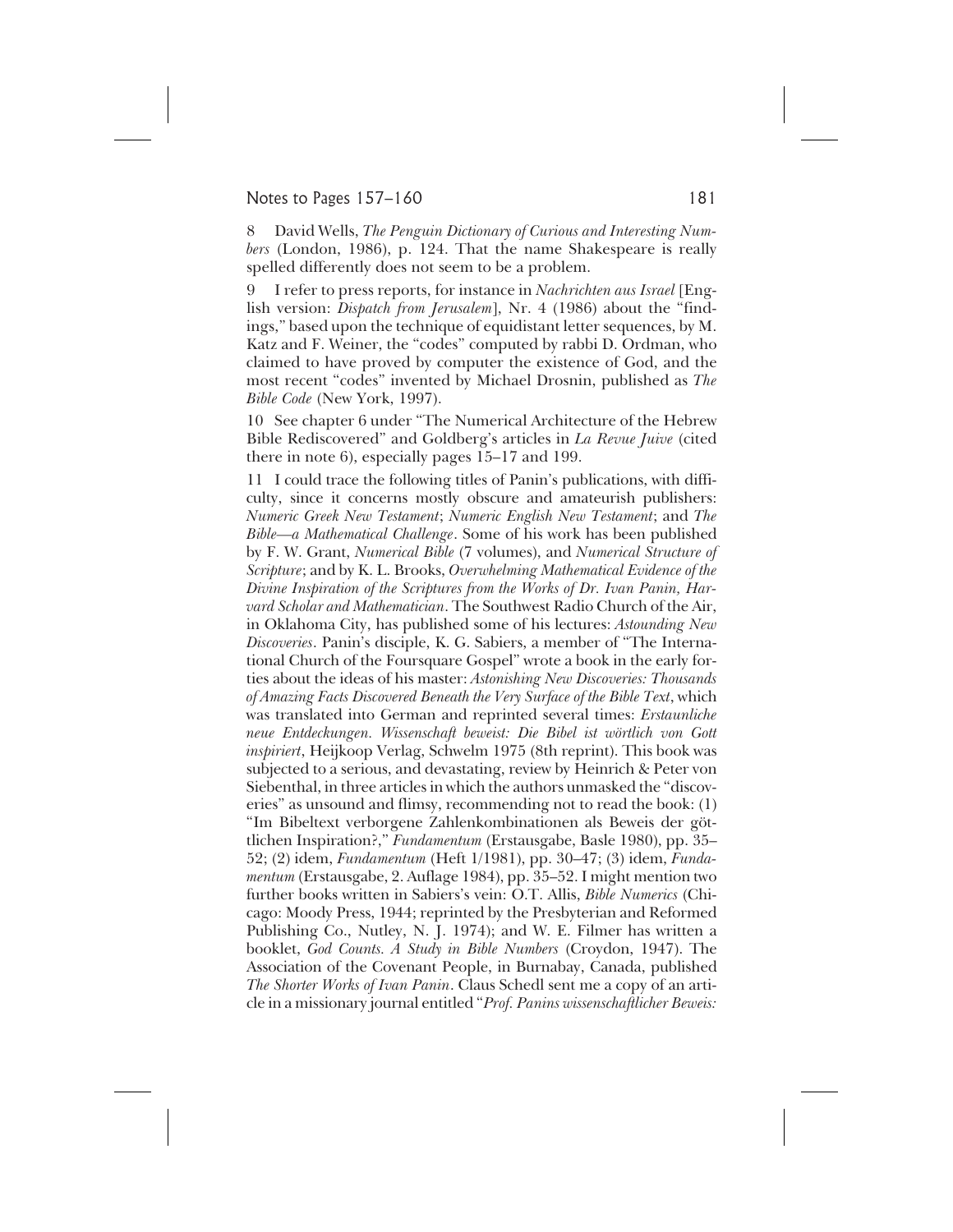8 David Wells, *The Penguin Dictionary of Curious and Interesting Numbers* (London, 1986), p. 124. That the name Shakespeare is really spelled differently does not seem to be a problem.

9 I refer to press reports, for instance in *Nachrichten aus Israel* [English version: *Dispatch from Jerusalem*], Nr. 4 (1986) about the "findings," based upon the technique of equidistant letter sequences, by M. Katz and F. Weiner, the "codes" computed by rabbi D. Ordman, who claimed to have proved by computer the existence of God, and the most recent "codes" invented by Michael Drosnin, published as *The Bible Code* (New York, 1997).

10 See chapter 6 under "The Numerical Architecture of the Hebrew Bible Rediscovered" and Goldberg's articles in *La Revue Juive* (cited there in note 6), especially pages 15–17 and 199.

11 I could trace the following titles of Panin's publications, with difficulty, since it concerns mostly obscure and amateurish publishers: *Numeric Greek New Testament*; *Numeric English New Testament*; and *The Bible—a Mathematical Challenge*. Some of his work has been published by F. W. Grant, *Numerical Bible* (7 volumes), and *Numerical Structure of Scripture*; and by K. L. Brooks, *Overwhelming Mathematical Evidence of the Divine Inspiration of the Scriptures from the Works of Dr. Ivan Panin, Harvard Scholar and Mathematician*. The Southwest Radio Church of the Air, in Oklahoma City, has published some of his lectures: *Astounding New Discoveries*. Panin's disciple, K. G. Sabiers, a member of "The International Church of the Foursquare Gospel" wrote a book in the early forties about the ideas of his master: *Astonishing New Discoveries: Thousands of Amazing Facts Discovered Beneath the Very Surface of the Bible Text*, which was translated into German and reprinted several times: *Erstaunliche neue Entdeckungen. Wissenschaft beweist: Die Bibel ist wörtlich von Gott inspiriert*, Heijkoop Verlag, Schwelm 1975 (8th reprint). This book was subjected to a serious, and devastating, review by Heinrich & Peter von Siebenthal, in three articles in which the authors unmasked the "discoveries" as unsound and flimsy, recommending not to read the book: (1) "Im Bibeltext verborgene Zahlenkombinationen als Beweis der göttlichen Inspiration?," *Fundamentum* (Erstausgabe, Basle 1980), pp. 35–52; (2) idem, *Fundamentum* (Heft 1/1981), pp. 30–47; (3) idem, *Fundamentum* (Erstausgabe, 2. Auflage 1984), pp. 35–52. I might mention two further books written in Sabiers's vein: O.T. Allis, *Bible Numerics* (Chicago: Moody Press, 1944; reprinted by the Presbyterian and Reformed Publishing Co., Nutley, N. J. 1974); and W. E. Filmer has written a booklet, *God Counts. A Study in Bible Numbers* (Croydon, 1947). The Association of the Covenant People, in Burnabay, Canada, published *The Shorter Works of Ivan Panin*. Claus Schedl sent me a copy of an article in a missionary journal entitled "*Prof. Panins wissenschaftlicher Beweis:*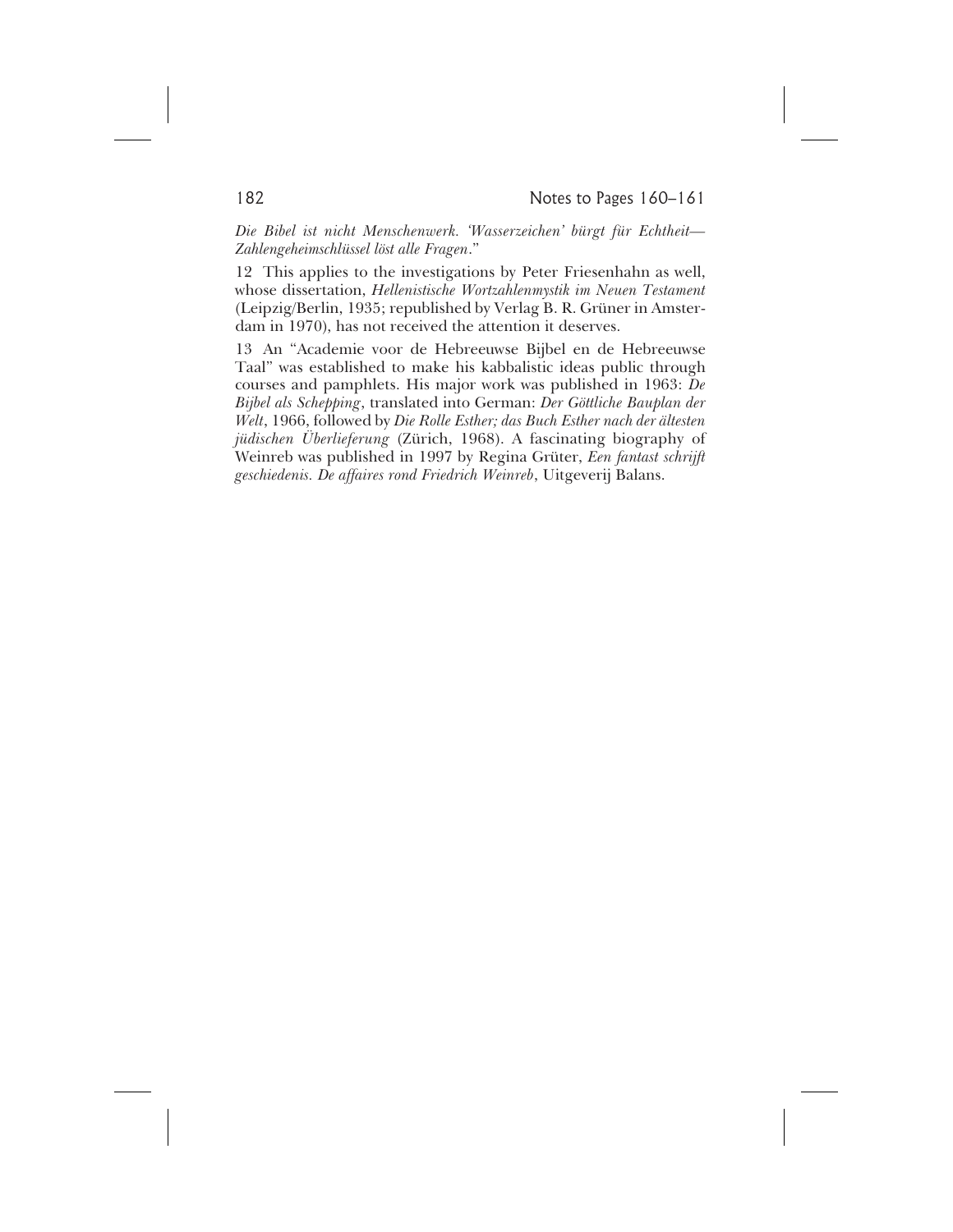*Die Bibel ist nicht Menschenwerk. 'Wasserzeichen' bürgt für Echtheit—Zahlengeheimschlüssel löst alle Fragen*."

12 This applies to the investigations by Peter Friesenhahn as well, whose dissertation, *Hellenistische Wortzahlenmystik im Neuen Testament* (Leipzig/Berlin, 1935; republished by Verlag B. R. Grüner in Amsterdam in 1970), has not received the attention it deserves.

13 An "Academie voor de Hebreeuwse Bijbel en de Hebreeuwse Taal" was established to make his kabbalistic ideas public through courses and pamphlets. His major work was published in 1963: *De Bijbel als Schepping*, translated into German: *Der Göttliche Bauplan der Welt*, 1966, followed by *Die Rolle Esther; das Buch Esther nach der ältesten jüdischen Überlieferung* (Zürich, 1968). A fascinating biography of Weinreb was published in 1997 by Regina Grüter, *Een fantast schrijft geschiedenis. De affaires rond Friedrich Weinreb*, Uitgeverij Balans.